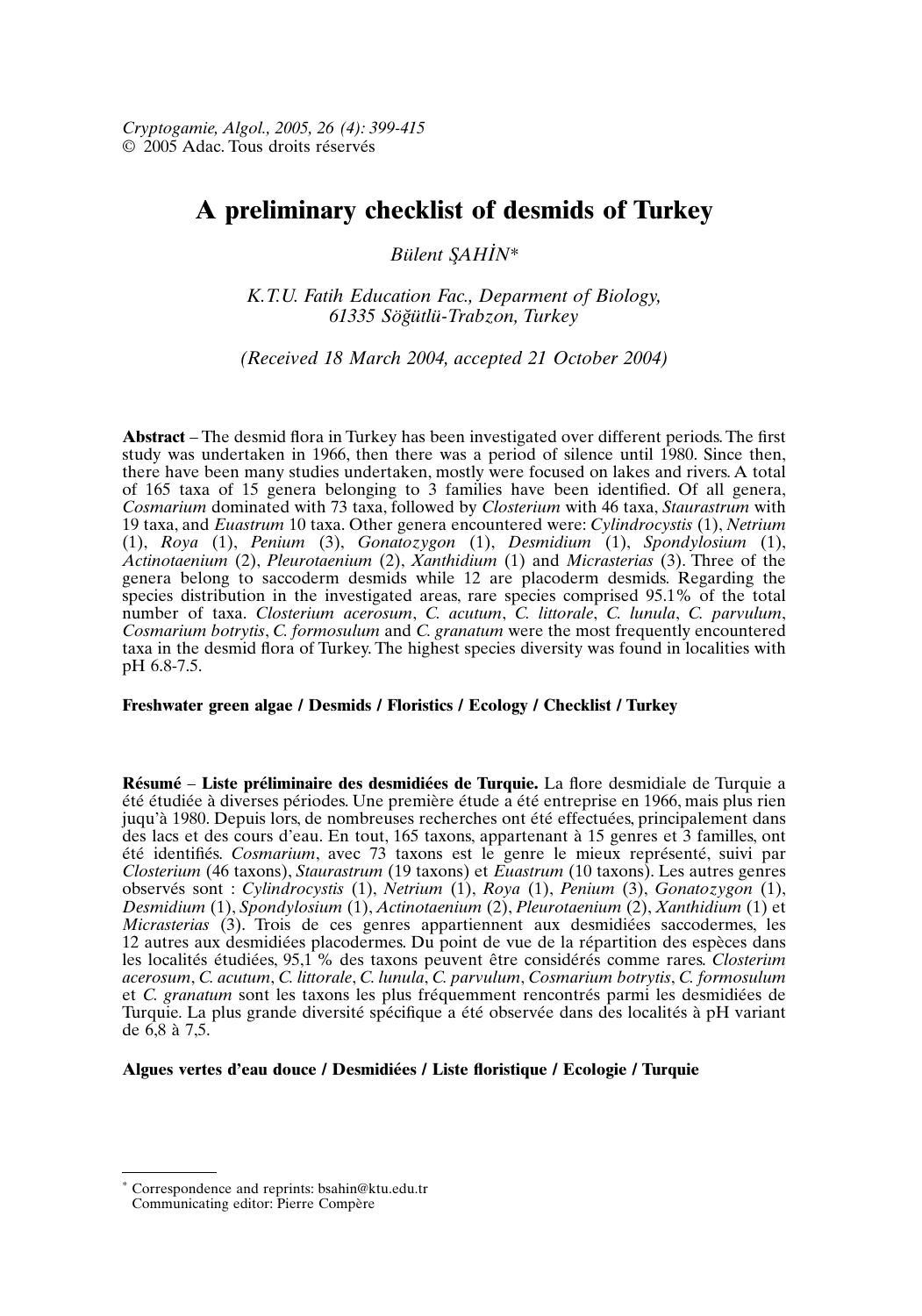*Cryptogamie, Algol., 2005, 26 (4): 399-415*
© 2005 Adac. Tous droits réservés

# A preliminary checklist of desmids of Turkey

*Bülent ŞAHİN**

*K.T.U. Fatih Education Fac., Deparment of Biology, 61335 Söğütlü-Trabzon, Turkey*

*(Received 18 March 2004, accepted 21 October 2004)*

**Abstract** – The desmid flora in Turkey has been investigated over different periods. The first study was undertaken in 1966, then there was a period of silence until 1980. Since then, there have been many studies undertaken, mostly were focused on lakes and rivers. A total of 165 taxa of 15 genera belonging to 3 families have been identified. Of all genera, *Cosmarium* dominated with 73 taxa, followed by *Closterium* with 46 taxa, *Staurastrum* with 19 taxa, and *Euastrum* 10 taxa. Other genera encountered were: *Cylindrocystis* (1), *Netrium* (1), *Roya* (1), *Penium* (3), *Gonatozygon* (1), *Desmidium* (1), *Spondylosium* (1), *Actinotaenium* (2), *Pleurotaenium* (2), *Xanthidium* (1) and *Micrasterias* (3). Three of the genera belong to saccoderm desmids while 12 are placoderm desmids. Regarding the species distribution in the investigated areas, rare species comprised 95.1% of the total number of taxa. *Closterium acerosum*, *C. acutum*, *C. littorale*, *C. lunula*, *C. parvulum*, *Cosmarium botrytis*, *C. formosulum* and *C. granatum* were the most frequently encountered taxa in the desmid flora of Turkey. The highest species diversity was found in localities with pH 6.8-7.5.

**Freshwater green algae / Desmids / Floristics / Ecology / Checklist / Turkey**

**Résumé** – **Liste préliminaire des desmidiées de Turquie.** La flore desmidiale de Turquie a été étudiée à diverses périodes. Une première étude a été entreprise en 1966, mais plus rien juqu'à 1980. Depuis lors, de nombreuses recherches ont été effectuées, principalement dans des lacs et des cours d'eau. En tout, 165 taxons, appartenant à 15 genres et 3 familles, ont été identifiés. *Cosmarium*, avec 73 taxons est le genre le mieux représenté, suivi par *Closterium* (46 taxons), *Staurastrum* (19 taxons) et *Euastrum* (10 taxons). Les autres genres observés sont : *Cylindrocystis* (1), *Netrium* (1), *Roya* (1), *Penium* (3), *Gonatozygon* (1), *Desmidium* (1), *Spondylosium* (1), *Actinotaenium* (2), *Pleurotaenium* (2), *Xanthidium* (1) et *Micrasterias* (3). Trois de ces genres appartiennent aux desmidiées saccodermes, les 12 autres aux desmidiées placodermes. Du point de vue de la répartition des espèces dans les localités étudiées, 95,1 % des taxons peuvent être considérés comme rares. *Closterium acerosum*, *C. acutum*, *C. littorale*, *C. lunula*, *C. parvulum*, *Cosmarium botrytis*, *C. formosulum* et *C. granatum* sont les taxons les plus fréquemment rencontrés parmi les desmidiées de Turquie. La plus grande diversité spécifique a été observée dans des localités à pH variant de 6,8 à 7,5.

**Algues vertes d'eau douce / Desmidiées / Liste floristique / Ecologie / Turquie**

---

\* Correspondence and reprints: bsahin@ktu.edu.tr
Communicating editor: Pierre Compère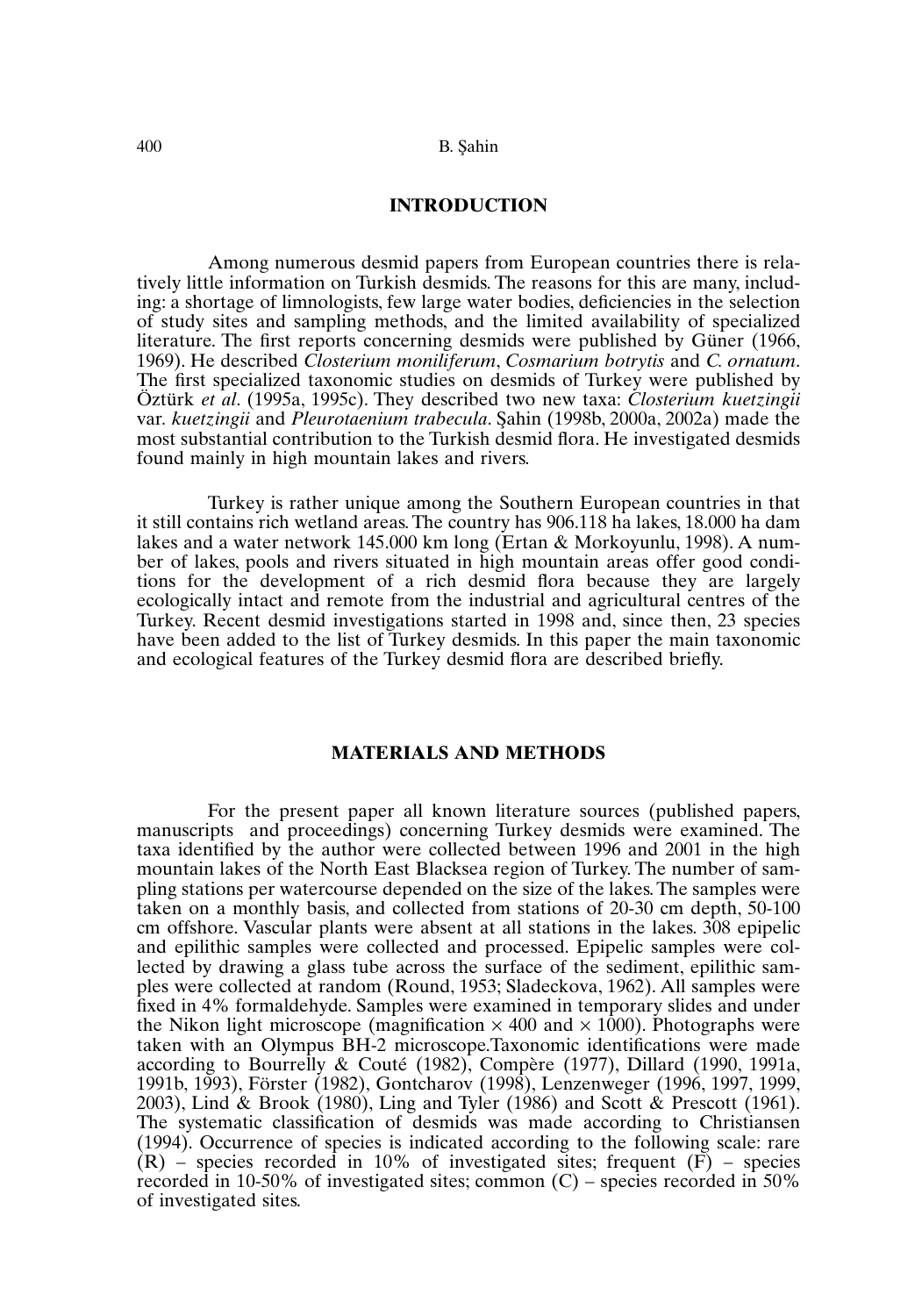## INTRODUCTION

Among numerous desmid papers from European countries there is relatively little information on Turkish desmids. The reasons for this are many, including: a shortage of limnologists, few large water bodies, deficiencies in the selection of study sites and sampling methods, and the limited availability of specialized literature. The first reports concerning desmids were published by Güner (1966, 1969). He described *Closterium moniliferum*, *Cosmarium botrytis* and *C. ornatum*. The first specialized taxonomic studies on desmids of Turkey were published by Öztürk *et al*. (1995a, 1995c). They described two new taxa: *Closterium kuetzingii* var. *kuetzingii* and *Pleurotaenium trabecula*. Şahin (1998b, 2000a, 2002a) made the most substantial contribution to the Turkish desmid flora. He investigated desmids found mainly in high mountain lakes and rivers.

Turkey is rather unique among the Southern European countries in that it still contains rich wetland areas. The country has 906.118 ha lakes, 18.000 ha dam lakes and a water network 145.000 km long (Ertan & Morkoyunlu, 1998). A number of lakes, pools and rivers situated in high mountain areas offer good conditions for the development of a rich desmid flora because they are largely ecologically intact and remote from the industrial and agricultural centres of the Turkey. Recent desmid investigations started in 1998 and, since then, 23 species have been added to the list of Turkey desmids. In this paper the main taxonomic and ecological features of the Turkey desmid flora are described briefly.

## MATERIALS AND METHODS

For the present paper all known literature sources (published papers, manuscripts and proceedings) concerning Turkey desmids were examined. The taxa identified by the author were collected between 1996 and 2001 in the high mountain lakes of the North East Blacksea region of Turkey. The number of sampling stations per watercourse depended on the size of the lakes. The samples were taken on a monthly basis, and collected from stations of 20-30 cm depth, 50-100 cm offshore. Vascular plants were absent at all stations in the lakes. 308 epipelic and epilithic samples were collected and processed. Epipelic samples were collected by drawing a glass tube across the surface of the sediment, epilithic samples were collected at random (Round, 1953; Sladeckova, 1962). All samples were fixed in 4% formaldehyde. Samples were examined in temporary slides and under the Nikon light microscope (magnification $\times$ 400 and $\times$ 1000). Photographs were taken with an Olympus BH-2 microscope. Taxonomic identifications were made according to Bourrelly & Couté (1982), Compère (1977), Dillard (1990, 1991a, 1991b, 1993), Förster (1982), Gontcharov (1998), Lenzenweger (1996, 1997, 1999, 2003), Lind & Brook (1980), Ling and Tyler (1986) and Scott & Prescott (1961). The systematic classification of desmids was made according to Christiansen (1994). Occurrence of species is indicated according to the following scale: rare (R) – species recorded in 10% of investigated sites; frequent (F) – species recorded in 10-50% of investigated sites; common (C) – species recorded in 50% of investigated sites.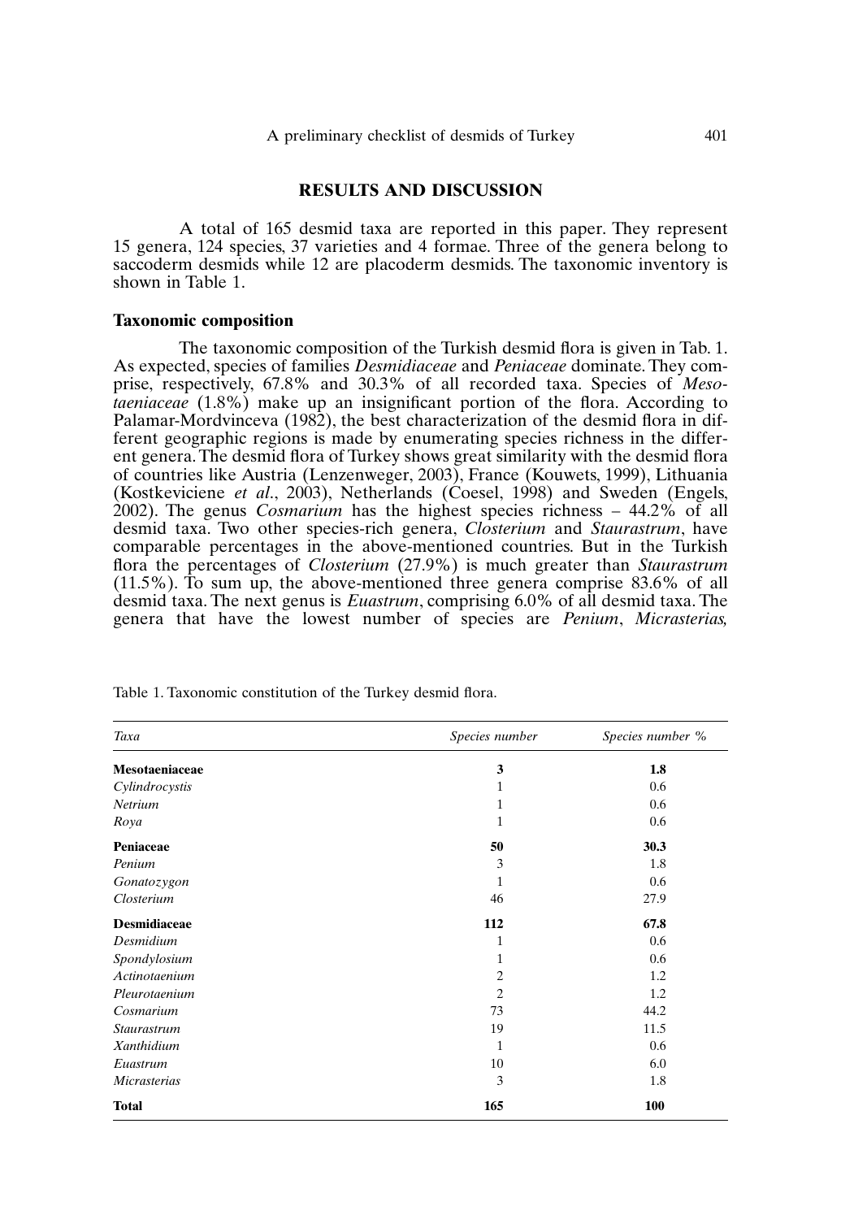## RESULTS AND DISCUSSION

A total of 165 desmid taxa are reported in this paper. They represent 15 genera, 124 species, 37 varieties and 4 formae. Three of the genera belong to saccoderm desmids while 12 are placoderm desmids. The taxonomic inventory is shown in Table 1.

### Taxonomic composition

The taxonomic composition of the Turkish desmid flora is given in Tab. 1. As expected, species of families *Desmidiaceae* and *Peniaceae* dominate. They comprise, respectively, 67.8% and 30.3% of all recorded taxa. Species of *Mesotaeniaceae* (1.8%) make up an insignificant portion of the flora. According to Palamar-Mordvinceva (1982), the best characterization of the desmid flora in different geographic regions is made by enumerating species richness in the different genera. The desmid flora of Turkey shows great similarity with the desmid flora of countries like Austria (Lenzenweger, 2003), France (Kouwets, 1999), Lithuania (Kostkeviciene *et al*., 2003), Netherlands (Coesel, 1998) and Sweden (Engels, 2002). The genus *Cosmarium* has the highest species richness – 44.2% of all desmid taxa. Two other species-rich genera, *Closterium* and *Staurastrum*, have comparable percentages in the above-mentioned countries. But in the Turkish flora the percentages of *Closterium* (27.9%) is much greater than *Staurastrum* (11.5%). To sum up, the above-mentioned three genera comprise 83.6% of all desmid taxa. The next genus is *Euastrum*, comprising 6.0% of all desmid taxa. The genera that have the lowest number of species are *Penium*, *Micrasterias,*

Table 1. Taxonomic constitution of the Turkey desmid flora.

| *Taxa* | *Species number* | *Species number %* |
|---|---|---|
| **Mesotaeniaceae** | **3** | **1.8** |
| *Cylindrocystis* | 1 | 0.6 |
| *Netrium* | 1 | 0.6 |
| *Roya* | 1 | 0.6 |
| **Peniaceae** | **50** | **30.3** |
| *Penium* | 3 | 1.8 |
| *Gonatozygon* | 1 | 0.6 |
| *Closterium* | 46 | 27.9 |
| **Desmidiaceae** | **112** | **67.8** |
| *Desmidium* | 1 | 0.6 |
| *Spondylosium* | 1 | 0.6 |
| *Actinotaenium* | 2 | 1.2 |
| *Pleurotaenium* | 2 | 1.2 |
| *Cosmarium* | 73 | 44.2 |
| *Staurastrum* | 19 | 11.5 |
| *Xanthidium* | 1 | 0.6 |
| *Euastrum* | 10 | 6.0 |
| *Micrasterias* | 3 | 1.8 |
| **Total** | **165** | **100** |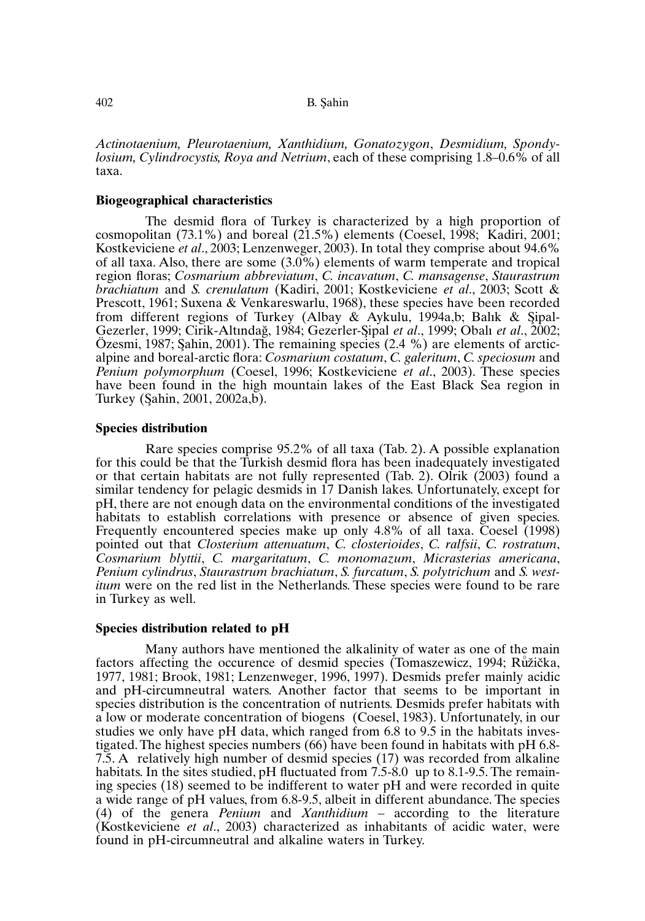*Actinotaenium, Pleurotaenium, Xanthidium, Gonatozygon*, *Desmidium, Spondylosium, Cylindrocystis, Roya and Netrium*, each of these comprising 1.8–0.6% of all taxa.

**Biogeographical characteristics**

The desmid flora of Turkey is characterized by a high proportion of cosmopolitan (73.1%) and boreal (21.5%) elements (Coesel, 1998; Kadiri, 2001; Kostkeviciene *et al*., 2003; Lenzenweger, 2003). In total they comprise about 94.6% of all taxa. Also, there are some (3.0%) elements of warm temperate and tropical region floras; *Cosmarium abbreviatum*, *C. incavatum*, *C. mansagense*, *Staurastrum brachiatum* and *S. crenulatum* (Kadiri, 2001; Kostkeviciene *et al*., 2003; Scott & Prescott, 1961; Suxena & Venkareswarlu, 1968), these species have been recorded from different regions of Turkey (Albay & Aykulu, 1994a,b; Balık & Şipal-Gezerler, 1999; Cirik-Altındağ, 1984; Gezerler-Şipal *et al*., 1999; Obalı *et al*., 2002; Özesmi, 1987; Şahin, 2001). The remaining species (2.4 %) are elements of arctic-alpine and boreal-arctic flora: *Cosmarium costatum*, *C. galeritum*, *C. speciosum* and *Penium polymorphum* (Coesel, 1996; Kostkeviciene *et al*., 2003). These species have been found in the high mountain lakes of the East Black Sea region in Turkey (Şahin, 2001, 2002a,b).

**Species distribution**

Rare species comprise 95.2% of all taxa (Tab. 2). A possible explanation for this could be that the Turkish desmid flora has been inadequately investigated or that certain habitats are not fully represented (Tab. 2). Olrik (2003) found a similar tendency for pelagic desmids in 17 Danish lakes. Unfortunately, except for pH, there are not enough data on the environmental conditions of the investigated habitats to establish correlations with presence or absence of given species. Frequently encountered species make up only 4.8% of all taxa. Coesel (1998) pointed out that *Closterium attenuatum*, *C. closterioides*, *C. ralfsii*, *C. rostratum*, *Cosmarium blyttii*, *C. margaritatum*, *C. monomazum*, *Micrasterias americana*, *Penium cylindrus*, *Staurastrum brachiatum*, *S. furcatum*, *S. polytrichum* and *S. westitum* were on the red list in the Netherlands. These species were found to be rare in Turkey as well.

**Species distribution related to pH**

Many authors have mentioned the alkalinity of water as one of the main factors affecting the occurence of desmid species (Tomaszewicz, 1994; Růžička, 1977, 1981; Brook, 1981; Lenzenweger, 1996, 1997). Desmids prefer mainly acidic and pH-circumneutral waters. Another factor that seems to be important in species distribution is the concentration of nutrients. Desmids prefer habitats with a low or moderate concentration of biogens (Coesel, 1983). Unfortunately, in our studies we only have pH data, which ranged from 6.8 to 9.5 in the habitats investigated. The highest species numbers (66) have been found in habitats with pH 6.8-7.5. A relatively high number of desmid species (17) was recorded from alkaline habitats. In the sites studied, pH fluctuated from 7.5-8.0 up to 8.1-9.5. The remaining species (18) seemed to be indifferent to water pH and were recorded in quite a wide range of pH values, from 6.8-9.5, albeit in different abundance. The species (4) of the genera *Penium* and *Xanthidium* – according to the literature (Kostkeviciene *et al*., 2003) characterized as inhabitants of acidic water, were found in pH-circumneutral and alkaline waters in Turkey.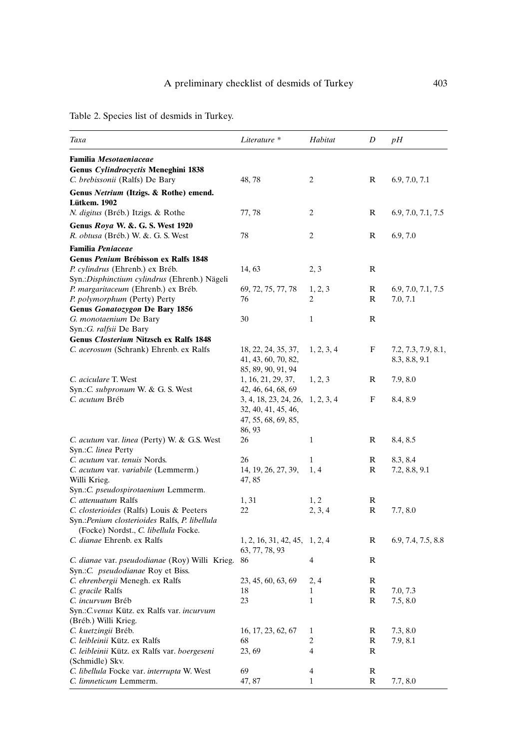Table 2. Species list of desmids in Turkey.

| *Taxa* | *Literature \** | *Habitat* | *D* | *pH* |
|---|---|---|---|---|
| **Familia *Mesotaeniaceae*** | | | | |
| **Genus *Cylindrocyctis* Meneghini 1838** | | | | |
| *C. brebissonii* (Ralfs) De Bary | 48, 78 | 2 | R | 6.9, 7.0, 7.1 |
| **Genus *Netrium* (Itzigs. & Rothe) emend. Lütkem. 1902** | | | | |
| *N. digitus* (Bréb.) Itzigs. & Rothe | 77, 78 | 2 | R | 6.9, 7.0, 7.1, 7.5 |
| **Genus *Roya* W. &. G. S. West 1920** | | | | |
| *R. obtusa* (Bréb.) W. &. G. S. West | 78 | 2 | R | 6.9, 7.0 |
| **Familia *Peniaceae*** | | | | |
| **Genus *Penium* Brébisson ex Ralfs 1848** | | | | |
| *P. cylindrus* (Ehrenb.) ex Bréb. Syn.:*Disphinctium cylindrus* (Ehrenb.) Nägeli | 14, 63 | 2, 3 | R | |
| *P. margaritaceum* (Ehrenb.) ex Bréb. | 69, 72, 75, 77, 78 | 1, 2, 3 | R | 6.9, 7.0, 7.1, 7.5 |
| *P. polymorphum* (Perty) Perty | 76 | 2 | R | 7.0, 7.1 |
| **Genus *Gonatozygon* De Bary 1856** | | | | |
| *G. monotaenium* De Bary Syn.:*G. ralfsii* De Bary | 30 | 1 | R | |
| **Genus *Closterium* Nitzsch ex Ralfs 1848** | | | | |
| *C. acerosum* (Schrank) Ehrenb. ex Ralfs | 18, 22, 24, 35, 37, 41, 43, 60, 70, 82, 85, 89, 90, 91, 94 | 1, 2, 3, 4 | F | 7.2, 7.3, 7.9, 8.1, 8.3, 8.8, 9.1 |
| *C. aciculare* T. West Syn.:*C. subpronum* W. & G. S. West | 1, 16, 21, 29, 37, 42, 46, 64, 68, 69 | 1, 2, 3 | R | 7.9, 8.0 |
| *C. acutum* Bréb | 3, 4, 18, 23, 24, 26, 32, 40, 41, 45, 46, 47, 55, 68, 69, 85, 86, 93 | 1, 2, 3, 4 | F | 8.4, 8.9 |
| *C. acutum* var. *linea* (Perty) W. & G.S. West Syn.:*C. linea* Perty | 26 | 1 | R | 8.4, 8.5 |
| *C. acutum* var. *tenuis* Nords. | 26 | 1 | R | 8.3, 8.4 |
| *C. acutum* var. *variabile* (Lemmerm.) Willi Krieg. Syn.:*C. pseudospirotaenium* Lemmerm. | 14, 19, 26, 27, 39, 47, 85 | 1, 4 | R | 7.2, 8.8, 9.1 |
| *C. attenuatum* Ralfs | 1, 31 | 1, 2 | R | |
| *C. closterioides* (Ralfs) Louis & Peeters Syn.:*Penium closterioides* Ralfs, *P. libellula* (Focke) Nordst., *C. libellula* Focke. | 22 | 2, 3, 4 | R | 7.7, 8.0 |
| *C. dianae* Ehrenb. ex Ralfs | 1, 2, 16, 31, 42, 45, 63, 77, 78, 93 | 1, 2, 4 | R | 6.9, 7.4, 7.5, 8.8 |
| *C. dianae* var. *pseudodianae* (Roy) Willi Krieg. Syn.:*C. pseudodianae* Roy et Biss. | 86 | 4 | R | |
| *C. ehrenbergii* Menegh. ex Ralfs | 23, 45, 60, 63, 69 | 2, 4 | R | |
| *C. gracile* Ralfs | 18 | 1 | R | 7.0, 7.3 |
| *C. incurvum* Bréb Syn.:*C.venus* Kütz. ex Ralfs var. *incurvum* (Bréb.) Willi Krieg. | 23 | 1 | R | 7.5, 8.0 |
| *C. kuetzingii* Bréb. | 16, 17, 23, 62, 67 | 1 | R | 7.3, 8.0 |
| *C. leibleinii* Kütz. ex Ralfs | 68 | 2 | R | 7.9, 8.1 |
| *C. leibleinii* Kütz. ex Ralfs var. *boergeseni* (Schmidle) Skv. | 23, 69 | 4 | R | |
| *C. libellula* Focke var. *interrupta* W. West | 69 | 4 | R | |
| *C. limneticum* Lemmerm. | 47, 87 | 1 | R | 7.7, 8.0 |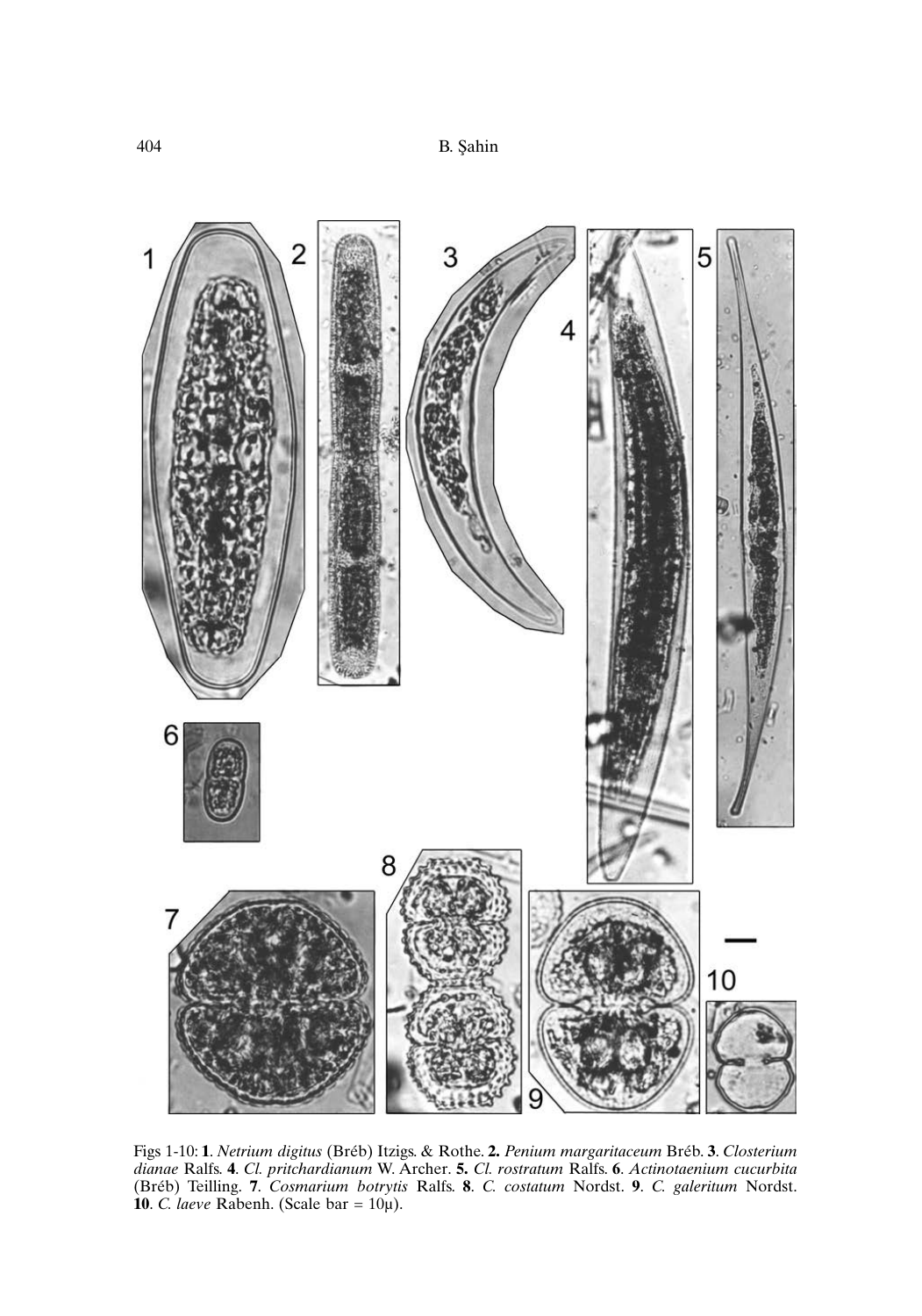Figs 1-10: **1**. *Netrium digitus* (Bréb) Itzigs. & Rothe. **2.** *Penium margaritaceum* Bréb. **3**. *Closterium dianae* Ralfs. **4**. *Cl. pritchardianum* W. Archer. **5.** *Cl. rostratum* Ralfs. **6**. *Actinotaenium cucurbita* (Bréb) Teilling. **7**. *Cosmarium botrytis* Ralfs. **8**. *C. costatum* Nordst. **9**. *C. galeritum* Nordst. **10**. *C. laeve* Rabenh. (Scale bar = 10μ).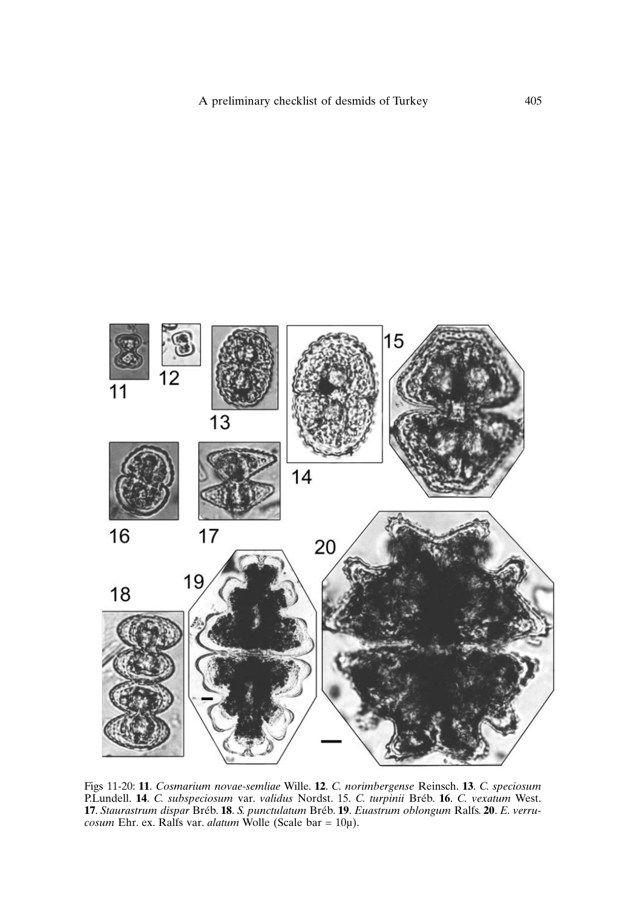Figs 11-20: **11**. *Cosmarium novae-semliae* Wille. **12**. *C. norimbergense* Reinsch. **13**. *C. speciosum* P.Lundell. **14**. *C. subspeciosum* var. *validus* Nordst. 15. *C. turpinii* Bréb. **16**. *C. vexatum* West. **17**. *Staurastrum dispar* Bréb. **18**. *S. punctulatum* Bréb. **19**. *Euastrum oblongum* Ralfs. **20**. *E. verrucosum* Ehr. ex. Ralfs var. *alatum* Wolle (Scale bar = 10µ).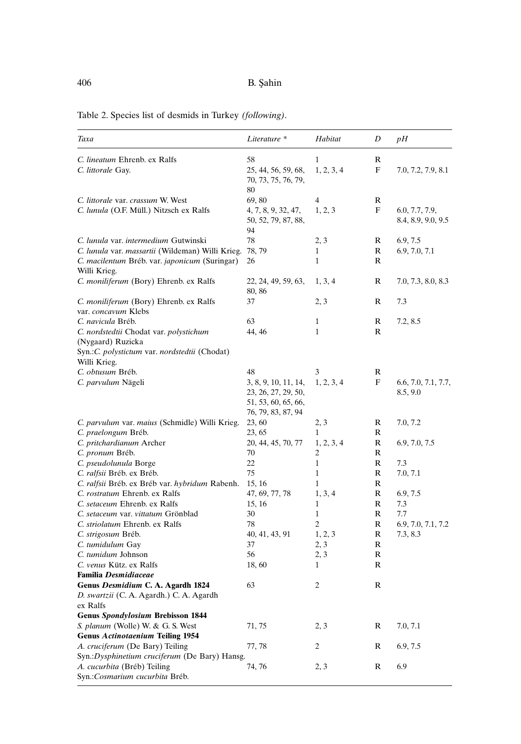Table 2. Species list of desmids in Turkey *(following)*.

| *Taxa* | *Literature \** | *Habitat* | *D* | *pH* |
|---|---|---|---|---|
| *C. lineatum* Ehrenb. ex Ralfs | 58 | 1 | R | |
| *C. littorale* Gay. | 25, 44, 56, 59, 68, 70, 73, 75, 76, 79, 80 | 1, 2, 3, 4 | F | 7.0, 7.2, 7.9, 8.1 |
| *C. littorale* var. *crassum* W. West | 69, 80 | 4 | R | |
| *C. lunula* (O.F. Müll.) Nitzsch ex Ralfs | 4, 7, 8, 9, 32, 47, 50, 52, 79, 87, 88, 94 | 1, 2, 3 | F | 6.0, 7.7, 7.9, 8.4, 8.9, 9.0, 9.5 |
| *C. lunula* var. *intermedium* Gutwinski | 78 | 2, 3 | R | 6.9, 7.5 |
| *C. lunula* var. *massartii* (Wildeman) Willi Krieg. | 78, 79 | 1 | R | 6.9, 7.0, 7.1 |
| *C. macilentum* Bréb. var. *japonicum* (Suringar) Willi Krieg. | 26 | 1 | R | |
| *C. moniliferum* (Bory) Ehrenb. ex Ralfs | 22, 24, 49, 59, 63, 80, 86 | 1, 3, 4 | R | 7.0, 7.3, 8.0, 8.3 |
| *C. moniliferum* (Bory) Ehrenb. ex Ralfs var. *concavum* Klebs | 37 | 2, 3 | R | 7.3 |
| *C. navicula* Bréb. | 63 | 1 | R | 7.2, 8.5 |
| *C. nordstedtii* Chodat var. *polystichum* (Nygaard) Ruzicka Syn.:*C. polystictum* var. *nordstedtii* (Chodat) Willi Krieg. | 44, 46 | 1 | R | |
| *C. obtusum* Bréb. | 48 | 3 | R | |
| *C. parvulum* Nägeli | 3, 8, 9, 10, 11, 14, 23, 26, 27, 29, 50, 51, 53, 60, 65, 66, 76, 79, 83, 87, 94 | 1, 2, 3, 4 | F | 6.6, 7.0, 7.1, 7.7, 8.5, 9.0 |
| *C. parvulum* var. *maius* (Schmidle) Willi Krieg. | 23, 60 | 2, 3 | R | 7.0, 7.2 |
| *C. praelongum* Bréb. | 23, 65 | 1 | R | |
| *C. pritchardianum* Archer | 20, 44, 45, 70, 77 | 1, 2, 3, 4 | R | 6.9, 7.0, 7.5 |
| *C. pronum* Bréb. | 70 | 2 | R | |
| *C. pseudolunula* Borge | 22 | 1 | R | 7.3 |
| *C. ralfsii* Bréb. ex Bréb. | 75 | 1 | R | 7.0, 7.1 |
| *C. ralfsii* Bréb. ex Bréb var. *hybridum* Rabenh. | 15, 16 | 1 | R | |
| *C. rostratum* Ehrenb. ex Ralfs | 47, 69, 77, 78 | 1, 3, 4 | R | 6.9, 7.5 |
| *C. setaceum* Ehrenb. ex Ralfs | 15, 16 | 1 | R | 7.3 |
| *C. setaceum* var. *vittatum* Grönblad | 30 | 1 | R | 7.7 |
| *C. striolatum* Ehrenb. ex Ralfs | 78 | 2 | R | 6.9, 7.0, 7.1, 7.2 |
| *C. strigosum* Bréb. | 40, 41, 43, 91 | 1, 2, 3 | R | 7.3, 8.3 |
| *C. tumidulum* Gay | 37 | 2, 3 | R | |
| *C. tumidum* Johnson | 56 | 2, 3 | R | |
| *C. venus* Kütz. ex Ralfs | 18, 60 | 1 | R | |
| **Familia *Desmidiaceae*** | | | | |
| **Genus *Desmidium* C. A. Agardh 1824** | | | | |
| *D. swartzii* (C. A. Agardh.) C. A. Agardh ex Ralfs | 63 | 2 | R | |
| **Genus *Spondylosium* Brebisson 1844** | | | | |
| *S. planum* (Wolle) W. & G. S. West | 71, 75 | 2, 3 | R | 7.0, 7.1 |
| **Genus *Actinotaenium* Teiling 1954** | | | | |
| *A. cruciferum* (De Bary) Teiling Syn.:*Dysphinetium cruciferum* (De Bary) Hansg. | 77, 78 | 2 | R | 6.9, 7.5 |
| *A. cucurbita* (Bréb) Teiling Syn.:*Cosmarium cucurbita* Bréb. | 74, 76 | 2, 3 | R | 6.9 |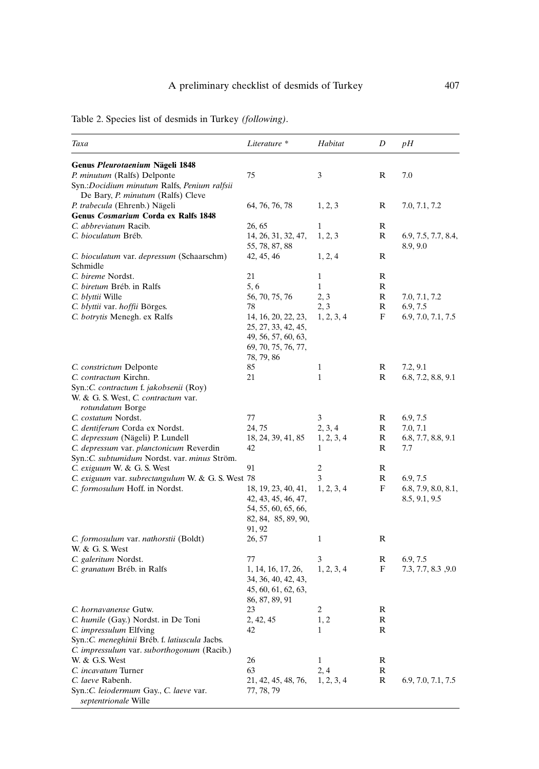Table 2. Species list of desmids in Turkey *(following)*.

| *Taxa* | *Literature \** | *Habitat* | *D* | *pH* |
|---|---|---|---|---|
| **Genus *Pleurotaenium* Nägeli 1848** | | | | |
| *P. minutum* (Ralfs) Delponte | 75 | 3 | R | 7.0 |
| Syn.:*Docidium minutum* Ralfs, *Penium ralfsii* De Bary, *P. minutum* (Ralfs) Cleve | | | | |
| *P. trabecula* (Ehrenb.) Nägeli | 64, 76, 76, 78 | 1, 2, 3 | R | 7.0, 7.1, 7.2 |
| **Genus *Cosmarium* Corda ex Ralfs 1848** | | | | |
| *C. abbreviatum* Racib. | 26, 65 | 1 | R | |
| *C. bioculatum* Bréb. | 14, 26, 31, 32, 47, 55, 78, 87, 88 | 1, 2, 3 | R | 6.9, 7.5, 7.7, 8.4, 8.9, 9.0 |
| *C. bioculatum* var. *depressum* (Schaarschm) Schmidle | 42, 45, 46 | 1, 2, 4 | R | |
| *C. bireme* Nordst. | 21 | 1 | R | |
| *C. biretum* Bréb. in Ralfs | 5, 6 | 1 | R | |
| *C. blyttii* Wille | 56, 70, 75, 76 | 2, 3 | R | 7.0, 7.1, 7.2 |
| *C. blyttii* var. *hoffii* Börges. | 78 | 2, 3 | R | 6.9, 7.5 |
| *C. botrytis* Menegh. ex Ralfs | 14, 16, 20, 22, 23, 25, 27, 33, 42, 45, 49, 56, 57, 60, 63, 69, 70, 75, 76, 77, 78, 79, 86 | 1, 2, 3, 4 | F | 6.9, 7.0, 7.1, 7.5 |
| *C. constrictum* Delponte | 85 | 1 | R | 7.2, 9.1 |
| *C. contractum* Kirchn. | 21 | 1 | R | 6.8, 7.2, 8.8, 9.1 |
| Syn.:*C. contractum* f. *jakobsenii* (Roy) W. & G. S. West, *C. contractum* var. *rotundatum* Borge | | | | |
| *C. costatum* Nordst. | 77 | 3 | R | 6.9, 7.5 |
| *C. dentiferum* Corda ex Nordst. | 24, 75 | 2, 3, 4 | R | 7.0, 7.1 |
| *C. depressum* (Nägeli) P. Lundell | 18, 24, 39, 41, 85 | 1, 2, 3, 4 | R | 6.8, 7.7, 8.8, 9.1 |
| *C. depressum* var. *planctonicum* Reverdin | 42 | 1 | R | 7.7 |
| Syn.:*C. subtumidum* Nordst. var. *minus* Ström. | | | | |
| *C. exiguum* W. & G. S. West | 91 | 2 | R | |
| *C. exiguum* var. *subrectangulum* W. & G. S. West | 78 | 3 | R | 6.9, 7.5 |
| *C. formosulum* Hoff. in Nordst. | 18, 19, 23, 40, 41, 42, 43, 45, 46, 47, 54, 55, 60, 65, 66, 82, 84, 85, 89, 90, 91, 92 | 1, 2, 3, 4 | F | 6.8, 7.9, 8.0, 8.1, 8.5, 9.1, 9.5 |
| *C. formosulum* var. *nathorstii* (Boldt) W. & G. S. West | 26, 57 | 1 | R | |
| *C. galeritum* Nordst. | 77 | 3 | R | 6.9, 7.5 |
| *C. granatum* Bréb. in Ralfs | 1, 14, 16, 17, 26, 34, 36, 40, 42, 43, 45, 60, 61, 62, 63, 86, 87, 89, 91 | 1, 2, 3, 4 | F | 7.3, 7.7, 8.3 ,9.0 |
| *C. hornavanense* Gutw. | 23 | 2 | R | |
| *C. humile* (Gay.) Nordst. in De Toni | 2, 42, 45 | 1, 2 | R | |
| *C. impressulum* Elfving | 42 | 1 | R | |
| Syn.:*C. meneghinii* Bréb. f. *latiuscula* Jacbs. | | | | |
| *C. impressulum* var. *suborthogonum* (Racib.) W. & G.S. West | 26 | 1 | R | |
| *C. incavatum* Turner | 63 | 2, 4 | R | |
| *C. laeve* Rabenh. | 21, 42, 45, 48, 76, 77, 78, 79 | 1, 2, 3, 4 | R | 6.9, 7.0, 7.1, 7.5 |
| Syn.:*C. leiodermum* Gay., *C. laeve* var. *septentrionale* Wille | | | | |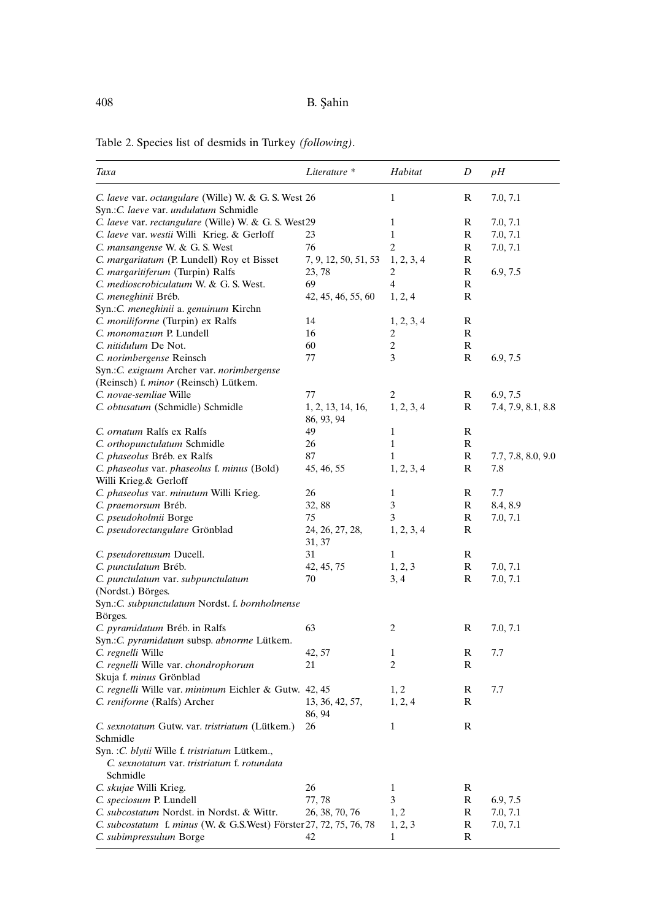Table 2. Species list of desmids in Turkey *(following)*.

| *Taxa* | *Literature* * | *Habitat* | *D* | *pH* |
|---|---|---|---|---|
| *C. laeve* var. *octangulare* (Wille) W. & G. S. West | 26 | 1 | R | 7.0, 7.1 |
| Syn.:*C. laeve* var. *undulatum* Schmidle | | | | |
| *C. laeve* var. *rectangulare* (Wille) W. & G. S. West | 29 | 1 | R | 7.0, 7.1 |
| *C. laeve* var. *westii* Willi Krieg. & Gerloff | 23 | 1 | R | 7.0, 7.1 |
| *C. mansangense* W. & G. S. West | 76 | 2 | R | 7.0, 7.1 |
| *C. margaritatum* (P. Lundell) Roy et Bisset | 7, 9, 12, 50, 51, 53 | 1, 2, 3, 4 | R | |
| *C. margaritiferum* (Turpin) Ralfs | 23, 78 | 2 | R | 6.9, 7.5 |
| *C. medioscrobiculatum* W. & G. S. West. | 69 | 4 | R | |
| *C. meneghinii* Bréb. | 42, 45, 46, 55, 60 | 1, 2, 4 | R | |
| Syn.:*C. meneghinii* a. *genuinum* Kirchn | | | | |
| *C. moniliforme* (Turpin) ex Ralfs | 14 | 1, 2, 3, 4 | R | |
| *C. monomazum* P. Lundell | 16 | 2 | R | |
| *C. nitidulum* De Not. | 60 | 2 | R | |
| *C. norimbergense* Reinsch | 77 | 3 | R | 6.9, 7.5 |
| Syn.:*C. exiguum* Archer var. *norimbergense* (Reinsch) f. *minor* (Reinsch) Lütkem. | | | | |
| *C. novae-semliae* Wille | 77 | 2 | R | 6.9, 7.5 |
| *C. obtusatum* (Schmidle) Schmidle | 1, 2, 13, 14, 16, 86, 93, 94 | 1, 2, 3, 4 | R | 7.4, 7.9, 8.1, 8.8 |
| *C. ornatum* Ralfs ex Ralfs | 49 | 1 | R | |
| *C. orthopunctulatum* Schmidle | 26 | 1 | R | |
| *C. phaseolus* Bréb. ex Ralfs | 87 | 1 | R | 7.7, 7.8, 8.0, 9.0 |
| *C. phaseolus* var. *phaseolus* f. *minus* (Bold) Willi Krieg.& Gerloff | 45, 46, 55 | 1, 2, 3, 4 | R | 7.8 |
| *C. phaseolus* var. *minutum* Willi Krieg. | 26 | 1 | R | 7.7 |
| *C. praemorsum* Bréb. | 32, 88 | 3 | R | 8.4, 8.9 |
| *C. pseudoholmii* Borge | 75 | 3 | R | 7.0, 7.1 |
| *C. pseudorectangulare* Grönblad | 24, 26, 27, 28, 31, 37 | 1, 2, 3, 4 | R | |
| *C. pseudoretusum* Ducell. | 31 | 1 | R | |
| *C. punctulatum* Bréb. | 42, 45, 75 | 1, 2, 3 | R | 7.0, 7.1 |
| *C. punctulatum* var. *subpunctulatum* (Nordst.) Börges. | 70 | 3, 4 | R | 7.0, 7.1 |
| Syn.:*C. subpunctulatum* Nordst. f. *bornholmense* Börges. | | | | |
| *C. pyramidatum* Bréb. in Ralfs | 63 | 2 | R | 7.0, 7.1 |
| Syn.:*C. pyramidatum* subsp. *abnorme* Lütkem. | | | | |
| *C. regnelli* Wille | 42, 57 | 1 | R | 7.7 |
| *C. regnelli* Wille var. *chondrophorum* Skuja f. *minus* Grönblad | 21 | 2 | R | |
| *C. regnelli* Wille var. *minimum* Eichler & Gutw. | 42, 45 | 1, 2 | R | 7.7 |
| *C. reniforme* (Ralfs) Archer | 13, 36, 42, 57, 86, 94 | 1, 2, 4 | R | |
| *C. sexnotatum* Gutw. var. *tristriatum* (Lütkem.) Schmidle | 26 | 1 | R | |
| Syn. :*C. blytii* Wille f. *tristriatum* Lütkem., *C. sexnotatum* var. *tristriatum* f. *rotundata* Schmidle | | | | |
| *C. skujae* Willi Krieg. | 26 | 1 | R | |
| *C. speciosum* P. Lundell | 77, 78 | 3 | R | 6.9, 7.5 |
| *C. subcostatum* Nordst. in Nordst. & Wittr. | 26, 38, 70, 76 | 1, 2 | R | 7.0, 7.1 |
| *C. subcostatum* f. *minus* (W. & G.S.West) Förster | 27, 72, 75, 76, 78 | 1, 2, 3 | R | 7.0, 7.1 |
| *C. subimpressulum* Borge | 42 | 1 | R | |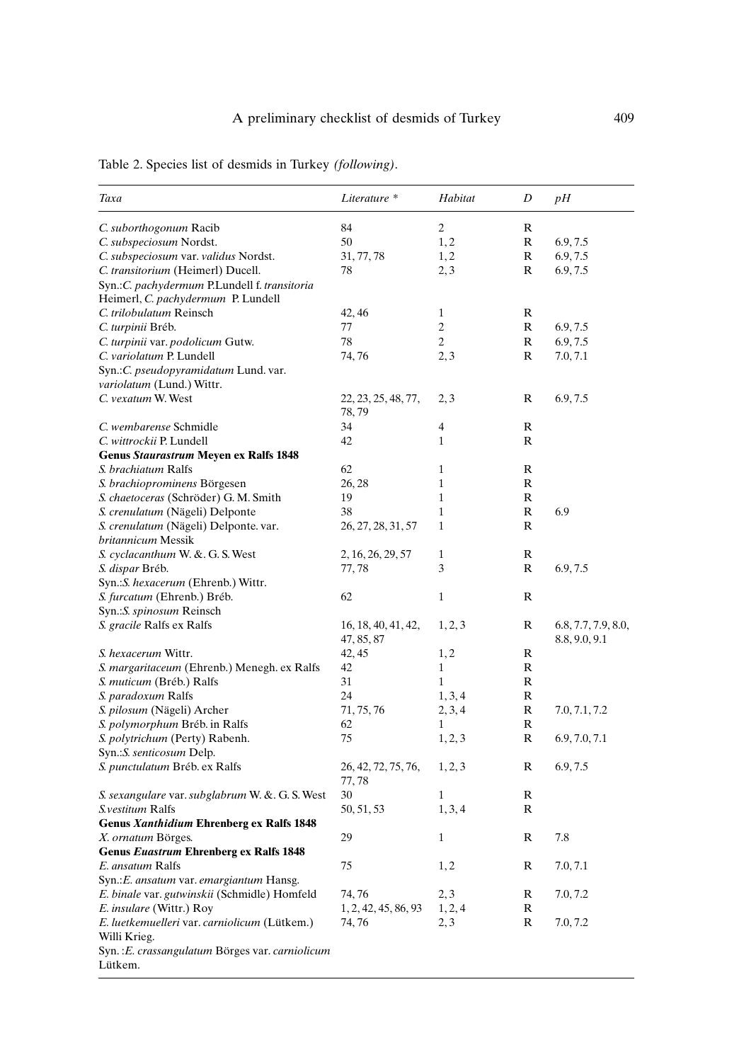Table 2. Species list of desmids in Turkey *(following)*.

| *Taxa* | *Literature* * | *Habitat* | *D* | *pH* |
|---|---|---|---|---|
| *C. suborthogonum* Racib | 84 | 2 | R | |
| *C. subspeciosum* Nordst. | 50 | 1, 2 | R | 6.9, 7.5 |
| *C. subspeciosum* var. *validus* Nordst. | 31, 77, 78 | 1, 2 | R | 6.9, 7.5 |
| *C. transitorium* (Heimerl) Ducell. Syn.:*C. pachydermum* P.Lundell f. *transitoria* Heimerl, *C. pachydermum* P. Lundell | 78 | 2, 3 | R | 6.9, 7.5 |
| *C. trilobulatum* Reinsch | 42, 46 | 1 | R | |
| *C. turpinii* Bréb. | 77 | 2 | R | 6.9, 7.5 |
| *C. turpinii* var. *podolicum* Gutw. | 78 | 2 | R | 6.9, 7.5 |
| *C. variolatum* P. Lundell Syn.:*C. pseudopyramidatum* Lund. var. *variolatum* (Lund.) Wittr. | 74, 76 | 2, 3 | R | 7.0, 7.1 |
| *C. vexatum* W. West | 22, 23, 25, 48, 77, 78, 79 | 2, 3 | R | 6.9, 7.5 |
| *C. wembarense* Schmidle | 34 | 4 | R | |
| *C. wittrockii* P. Lundell | 42 | 1 | R | |
| **Genus *Staurastrum* Meyen ex Ralfs 1848** | | | | |
| *S. brachiatum* Ralfs | 62 | 1 | R | |
| *S. brachioprominens* Börgesen | 26, 28 | 1 | R | |
| *S. chaetoceras* (Schröder) G. M. Smith | 19 | 1 | R | |
| *S. crenulatum* (Nägeli) Delponte | 38 | 1 | R | 6.9 |
| *S. crenulatum* (Nägeli) Delponte. var. *britannicum* Messik | 26, 27, 28, 31, 57 | 1 | R | |
| *S. cyclacanthum* W. &. G. S. West | 2, 16, 26, 29, 57 | 1 | R | |
| *S. dispar* Bréb. Syn.:*S. hexacerum* (Ehrenb.) Wittr. | 77, 78 | 3 | R | 6.9, 7.5 |
| *S. furcatum* (Ehrenb.) Bréb. Syn.:*S. spinosum* Reinsch | 62 | 1 | R | |
| *S. gracile* Ralfs ex Ralfs | 16, 18, 40, 41, 42, 47, 85, 87 | 1, 2, 3 | R | 6.8, 7.7, 7.9, 8.0, 8.8, 9.0, 9.1 |
| *S. hexacerum* Wittr. | 42, 45 | 1, 2 | R | |
| *S. margaritaceum* (Ehrenb.) Menegh. ex Ralfs | 42 | 1 | R | |
| *S. muticum* (Bréb.) Ralfs | 31 | 1 | R | |
| *S. paradoxum* Ralfs | 24 | 1, 3, 4 | R | |
| *S. pilosum* (Nägeli) Archer | 71, 75, 76 | 2, 3, 4 | R | 7.0, 7.1, 7.2 |
| *S. polymorphum* Bréb. in Ralfs | 62 | 1 | R | |
| *S. polytrichum* (Perty) Rabenh. Syn.:*S. senticosum* Delp. | 75 | 1, 2, 3 | R | 6.9, 7.0, 7.1 |
| *S. punctulatum* Bréb. ex Ralfs | 26, 42, 72, 75, 76, 77, 78 | 1, 2, 3 | R | 6.9, 7.5 |
| *S. sexangulare* var. *subglabrum* W. &. G. S. West | 30 | 1 | R | |
| *S.vestitum* Ralfs | 50, 51, 53 | 1, 3, 4 | R | |
| **Genus *Xanthidium* Ehrenberg ex Ralfs 1848** | | | | |
| *X. ornatum* Börges. | 29 | 1 | R | 7.8 |
| **Genus *Euastrum* Ehrenberg ex Ralfs 1848** | | | | |
| *E. ansatum* Ralfs Syn.:*E. ansatum* var. *emargiantum* Hansg. | 75 | 1, 2 | R | 7.0, 7.1 |
| *E. binale* var. *gutwinskii* (Schmidle) Homfeld | 74, 76 | 2, 3 | R | 7.0, 7.2 |
| *E. insulare* (Wittr.) Roy | 1, 2, 42, 45, 86, 93 | 1, 2, 4 | R | |
| *E. luetkemuelleri* var. *carniolicum* (Lütkem.) Willi Krieg. Syn. :*E. crassangulatum* Börges var. *carniolicum* Lütkem. | 74, 76 | 2, 3 | R | 7.0, 7.2 |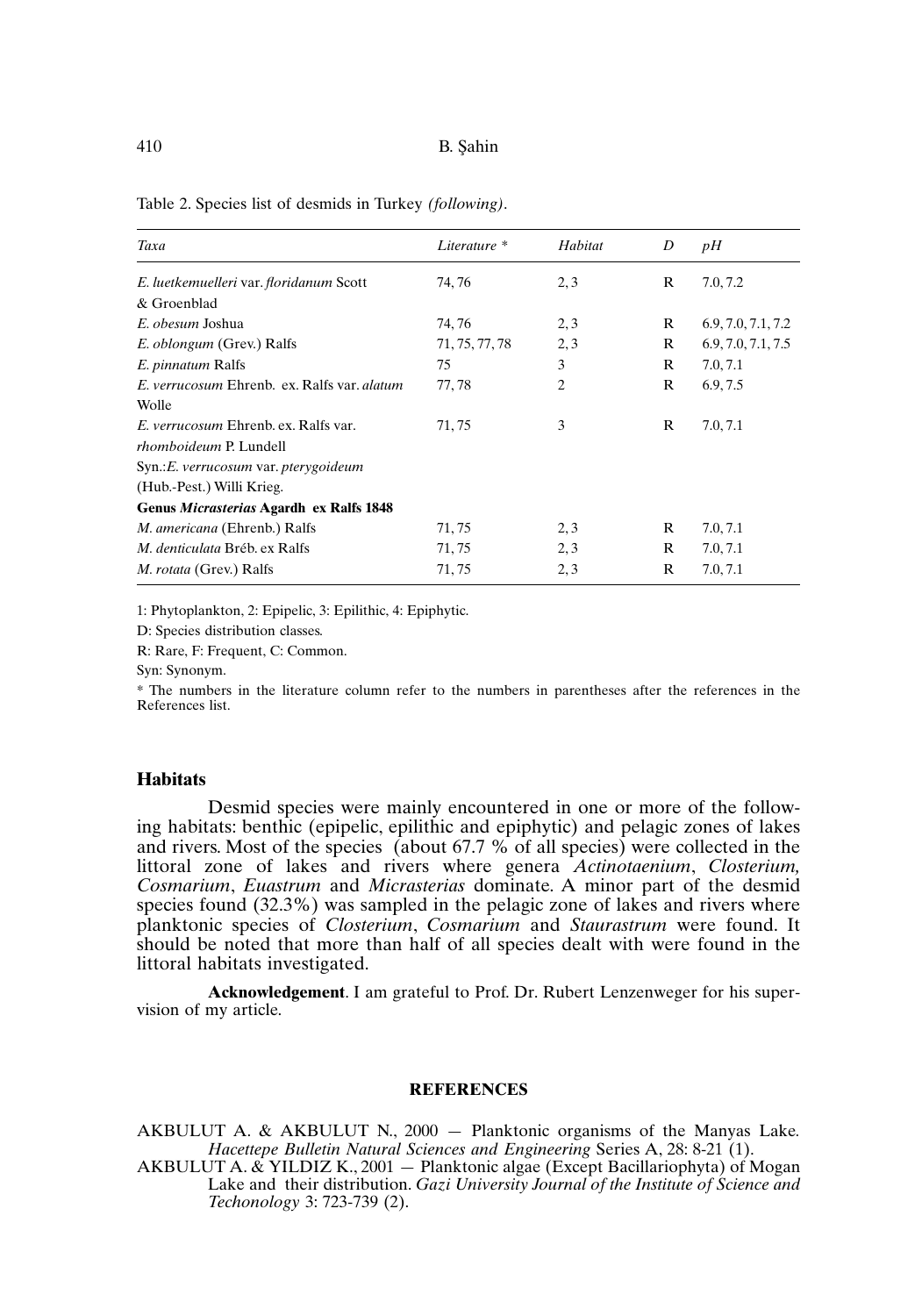Table 2. Species list of desmids in Turkey *(following)*.

| *Taxa* | *Literature* * | *Habitat* | *D* | *pH* |
|---|---|---|---|---|
| *E. luetkemuelleri* var. *floridanum* Scott & Groenblad | 74, 76 | 2, 3 | R | 7.0, 7.2 |
| *E. obesum* Joshua | 74, 76 | 2, 3 | R | 6.9, 7.0, 7.1, 7.2 |
| *E. oblongum* (Grev.) Ralfs | 71, 75, 77, 78 | 2, 3 | R | 6.9, 7.0, 7.1, 7.5 |
| *E. pinnatum* Ralfs | 75 | 3 | R | 7.0, 7.1 |
| *E. verrucosum* Ehrenb. ex. Ralfs var. *alatum* Wolle | 77, 78 | 2 | R | 6.9, 7.5 |
| *E. verrucosum* Ehrenb. ex. Ralfs var. *rhomboideum* P. Lundell Syn.:*E. verrucosum* var. *pterygoideum* (Hub.-Pest.) Willi Krieg. | 71, 75 | 3 | R | 7.0, 7.1 |
| **Genus *Micrasterias* Agardh ex Ralfs 1848** | | | | |
| *M. americana* (Ehrenb.) Ralfs | 71, 75 | 2, 3 | R | 7.0, 7.1 |
| *M. denticulata* Bréb. ex Ralfs | 71, 75 | 2, 3 | R | 7.0, 7.1 |
| *M. rotata* (Grev.) Ralfs | 71, 75 | 2, 3 | R | 7.0, 7.1 |

1: Phytoplankton, 2: Epipelic, 3: Epilithic, 4: Epiphytic.

D: Species distribution classes.

R: Rare, F: Frequent, C: Common.

Syn: Synonym.

* The numbers in the literature column refer to the numbers in parentheses after the references in the References list.

## Habitats

Desmid species were mainly encountered in one or more of the following habitats: benthic (epipelic, epilithic and epiphytic) and pelagic zones of lakes and rivers. Most of the species (about 67.7 % of all species) were collected in the littoral zone of lakes and rivers where genera *Actinotaenium*, *Closterium, Cosmarium*, *Euastrum* and *Micrasterias* dominate. A minor part of the desmid species found (32.3%) was sampled in the pelagic zone of lakes and rivers where planktonic species of *Closterium*, *Cosmarium* and *Staurastrum* were found. It should be noted that more than half of all species dealt with were found in the littoral habitats investigated.

**Acknowledgement**. I am grateful to Prof. Dr. Rubert Lenzenweger for his supervision of my article.

## REFERENCES

AKBULUT A. & AKBULUT N., 2000 — Planktonic organisms of the Manyas Lake. *Hacettepe Bulletin Natural Sciences and Engineering* Series A, 28: 8-21 (1).

AKBULUT A. & YILDIZ K., 2001 — Planktonic algae (Except Bacillariophyta) of Mogan Lake and their distribution. *Gazi University Journal of the Institute of Science and Techonology* 3: 723-739 (2).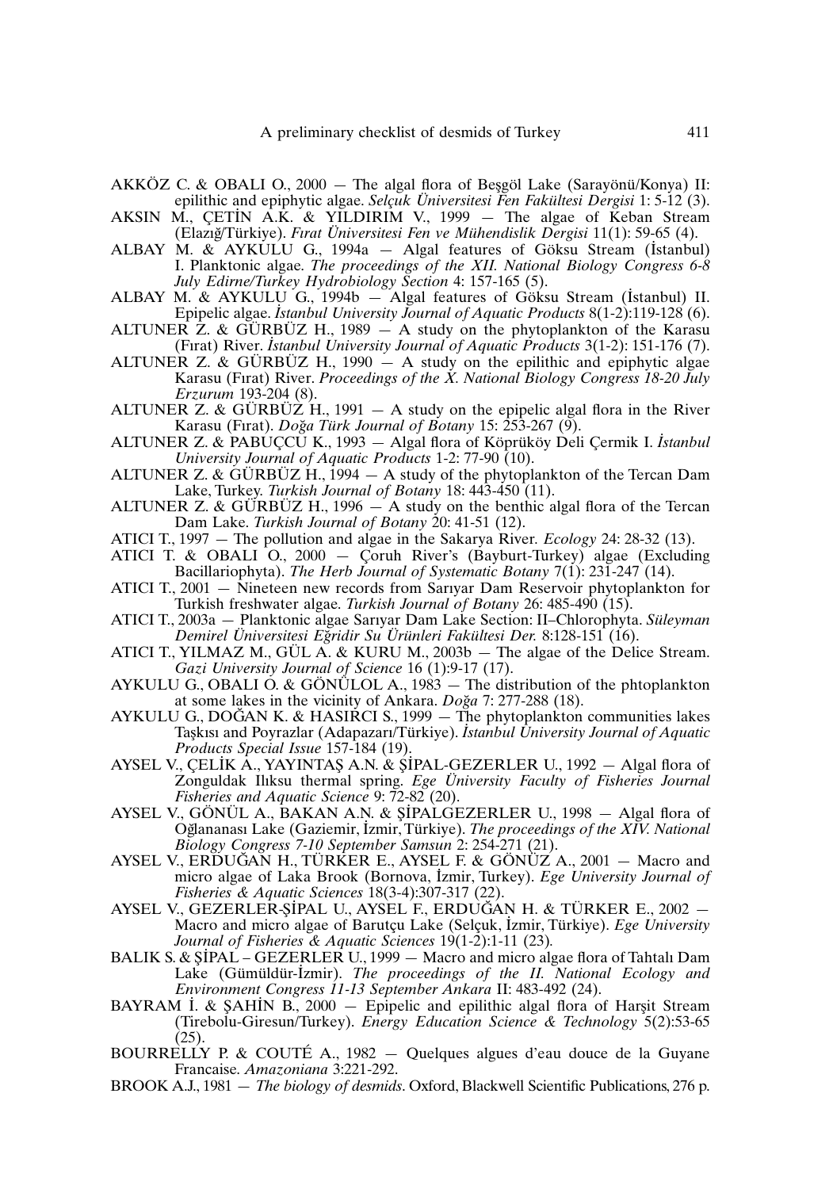AKKÖZ C. & OBALI O., 2000 — The algal flora of Beşgöl Lake (Sarayönü/Konya) II: epilithic and epiphytic algae. *Selçuk Üniversitesi Fen Fakültesi Dergisi* 1: 5-12 (3).

AKSIN M., ÇETİN A.K. & YILDIRIM V., 1999 — The algae of Keban Stream (Elazığ/Türkiye). *Fırat Üniversitesi Fen ve Mühendislik Dergisi* 11(1): 59-65 (4).

ALBAY M. & AYKULU G., 1994a — Algal features of Göksu Stream (İstanbul) I. Planktonic algae. *The proceedings of the XII. National Biology Congress 6-8 July Edirne/Turkey Hydrobiology Section* 4: 157-165 (5).

ALBAY M. & AYKULU G., 1994b — Algal features of Göksu Stream (İstanbul) II. Epipelic algae. *İstanbul University Journal of Aquatic Products* 8(1-2):119-128 (6).

ALTUNER Z. & GÜRBÜZ H., 1989 — A study on the phytoplankton of the Karasu (Fırat) River. *İstanbul University Journal of Aquatic Products* 3(1-2): 151-176 (7).

ALTUNER Z. & GÜRBÜZ H., 1990 — A study on the epilithic and epiphytic algae Karasu (Fırat) River. *Proceedings of the X. National Biology Congress 18-20 July Erzurum* 193-204 (8).

ALTUNER Z. & GÜRBÜZ H., 1991 — A study on the epipelic algal flora in the River Karasu (Fırat). *Doğa Türk Journal of Botany* 15: 253-267 (9).

ALTUNER Z. & PABUÇCU K., 1993 — Algal flora of Köprüköy Deli Çermik I. *İstanbul University Journal of Aquatic Products* 1-2: 77-90 (10).

ALTUNER Z. & GÜRBÜZ H., 1994 — A study of the phytoplankton of the Tercan Dam Lake, Turkey. *Turkish Journal of Botany* 18: 443-450 (11).

ALTUNER Z. & GÜRBÜZ H., 1996 — A study on the benthic algal flora of the Tercan Dam Lake. *Turkish Journal of Botany* 20: 41-51 (12).

ATICI T., 1997 — The pollution and algae in the Sakarya River. *Ecology* 24: 28-32 (13).

ATICI T. & OBALI O., 2000 — Çoruh River's (Bayburt-Turkey) algae (Excluding Bacillariophyta). *The Herb Journal of Systematic Botany* 7(1): 231-247 (14).

ATICI T., 2001 — Nineteen new records from Sarıyar Dam Reservoir phytoplankton for Turkish freshwater algae. *Turkish Journal of Botany* 26: 485-490 (15).

ATICI T., 2003a — Planktonic algae Sarıyar Dam Lake Section: II–Chlorophyta. *Süleyman Demirel Üniversitesi Eğridir Su Ürünleri Fakültesi Der.* 8:128-151 (16).

ATICI T., YILMAZ M., GÜL A. & KURU M., 2003b — The algae of the Delice Stream. *Gazi University Journal of Science* 16 (1):9-17 (17).

AYKULU G., OBALI O. & GÖNÜLOL A., 1983 — The distribution of the phtoplankton at some lakes in the vicinity of Ankara. *Doğa* 7: 277-288 (18).

AYKULU G., DOĞAN K. & HASIRCI S., 1999 — The phytoplankton communities lakes Taşkısı and Poyrazlar (Adapazarı/Türkiye). *İstanbul University Journal of Aquatic Products Special Issue* 157-184 (19).

AYSEL V., ÇELİK A., YAYINTAŞ A.N. & ŞİPAL-GEZERLER U., 1992 — Algal flora of Zonguldak Ilıksu thermal spring. *Ege Üniversity Faculty of Fisheries Journal Fisheries and Aquatic Science* 9: 72-82 (20).

AYSEL V., GÖNÜL A., BAKAN A.N. & ŞİPALGEZERLER U., 1998 — Algal flora of Oğlananası Lake (Gaziemir, İzmir, Türkiye). *The proceedings of the XIV. National Biology Congress 7-10 September Samsun* 2: 254-271 (21).

AYSEL V., ERDUĞAN H., TÜRKER E., AYSEL F. & GÖNÜZ A., 2001 — Macro and micro algae of Laka Brook (Bornova, İzmir, Turkey). *Ege University Journal of Fisheries & Aquatic Sciences* 18(3-4):307-317 (22).

AYSEL V., GEZERLER-ŞİPAL U., AYSEL F., ERDUĞAN H. & TÜRKER E., 2002 — Macro and micro algae of Barutçu Lake (Selçuk, İzmir, Türkiye). *Ege University Journal of Fisheries & Aquatic Sciences* 19(1-2):1-11 (23).

BALIK S. & ŞİPAL – GEZERLER U., 1999 — Macro and micro algae flora of Tahtalı Dam Lake (Gümüldür-İzmir). *The proceedings of the II. National Ecology and Environment Congress 11-13 September Ankara* II: 483-492 (24).

BAYRAM İ. & ŞAHİN B., 2000 — Epipelic and epilithic algal flora of Harşit Stream (Tirebolu-Giresun/Turkey). *Energy Education Science & Technology* 5(2):53-65 (25).

BOURRELLY P. & COUTÉ A., 1982 — Quelques algues d'eau douce de la Guyane Francaise. *Amazoniana* 3:221-292.

BROOK A.J., 1981 — *The biology of desmids*. Oxford, Blackwell Scientific Publications, 276 p.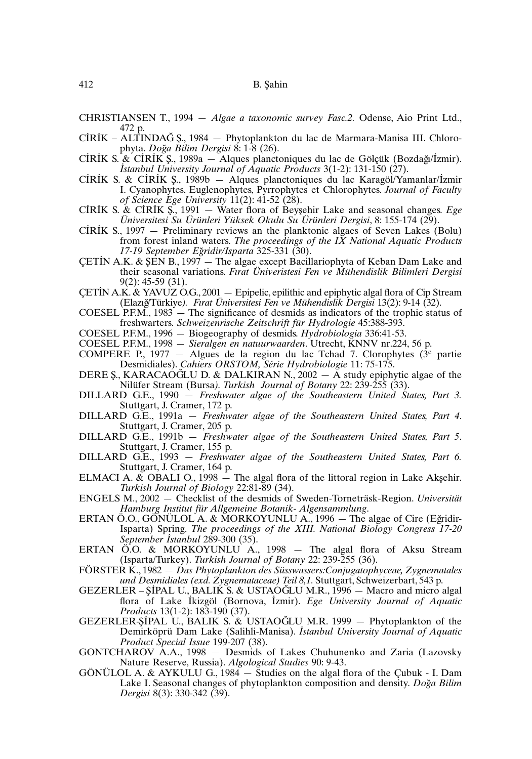CHRISTIANSEN T., 1994 — *Algae a taxonomic survey Fasc.2.* Odense, Aio Print Ltd., 472 p.

CİRİK – ALTINDAĞ Ş., 1984 — Phytoplankton du lac de Marmara-Manisa III. Chlorophyta. *Doğa Bilim Dergisi* 8: 1-8 (26).

CİRİK S. & CİRİK Ş., 1989a — Alques planctoniques du lac de Gölçük (Bozdağı/İzmir). *İstanbul University Journal of Aquatic Products* 3(1-2): 131-150 (27).

CİRİK S. & CİRİK Ş., 1989b — Alques planctoniques du lac Karagöl/Yamanlar/İzmir I. Cyanophytes, Euglenophytes, Pyrrophytes et Chlorophytes. *Journal of Faculty of Science Ege University* 11(2): 41-52 (28).

CİRİK S. & CİRİK Ş., 1991 — Water flora of Beyşehir Lake and seasonal changes. *Ege Üniversitesi Su Ürünleri Yüksek Okulu Su Ürünleri Dergisi*, 8: 155-174 (29).

CİRİK S., 1997 — Preliminary reviews an the planktonic algaes of Seven Lakes (Bolu) from forest inland waters. *The proceedings of the IX National Aquatic Products 17-19 September Eğridir/Isparta* 325-331 (30).

ÇETİN A.K. & ŞEN B., 1997 — The algae except Bacillariophyta of Keban Dam Lake and their seasonal variations. *Fırat Üniveristesi Fen ve Mühendislik Bilimleri Dergisi* 9(2): 45-59 (31).

ÇETİN A.K. & YAVUZ O.G., 2001 — Epipelic, epilithic and epiphytic algal flora of Cip Stream (Elazığ/Türkiye). *Fırat Üniversitesi Fen ve Mühendislik Dergisi* 13(2): 9-14 (32).

COESEL P.F.M., 1983 — The significance of desmids as indicators of the trophic status of freshwarters. *Schweizenrische Zeitschrift für Hydrologie* 45:388-393.

COESEL P.F.M., 1996 — Biogeography of desmids. *Hydrobiologia* 336:41-53.

COESEL P.F.M., 1998 — *Sieralgen en natuurwaarden*. Utrecht, KNNV nr.224, 56 p.

COMPERE P., 1977 — Algues de la region du lac Tchad 7. Clorophytes (3$^{e}$ partie Desmidiales). *Cahiers ORSTOM, Série Hydrobiologie* 11: 75-175.

DERE Ş., KARACAOĞLU D. & DALKIRAN N., 2002 — A study epiphytic algae of the Nilüfer Stream (Bursa). *Turkish Journal of Botany* 22: 239-255 (33).

DILLARD G.E., 1990 — *Freshwater algae of the Southeastern United States, Part 3.* Stuttgart, J. Cramer, 172 p.

DILLARD G.E., 1991a — *Freshwater algae of the Southeastern United States, Part 4*. Stuttgart, J. Cramer, 205 p.

DILLARD G.E., 1991b — *Freshwater algae of the Southeastern United States, Part 5*. Stuttgart, J. Cramer, 155 p.

DILLARD G.E., 1993 — *Freshwater algae of the Southeastern United States, Part 6.* Stuttgart, J. Cramer, 164 p.

ELMACI A. & OBALI O., 1998 — The algal flora of the littoral region in Lake Akşehir. *Turkish Journal of Biology* 22:81-89 (34).

ENGELS M., 2002 — Checklist of the desmids of Sweden-Torneträsk-Region. *Universität Hamburg Institut für Allgemeine Botanik- Algensammlung*.

ERTAN Ö.O., GÖNÜLOL A. & MORKOYUNLU A., 1996 — The algae of Cire (Eğridir-Isparta) Spring. *The proceedings of the XIII. National Biology Congress 17-20 September İstanbul* 289-300 (35).

ERTAN Ö.O. & MORKOYUNLU A., 1998 — The algal flora of Aksu Stream (Isparta/Turkey). *Turkish Journal of Botany* 22: 239-255 (36).

FÖRSTER K., 1982 — *Das Phytoplankton des Süsswassers:Conjugatophyceae, Zygnematales und Desmidiales (exd. Zygnemataceae) Teil 8,1.* Stuttgart, Schweizerbart, 543 p.

GEZERLER – ŞİPAL U., BALIK S. & USTAOĞLU M.R., 1996 — Macro and micro algal flora of Lake İkizgöl (Bornova, İzmir). *Ege University Journal of Aquatic Products* 13(1-2): 183-190 (37).

GEZERLER-ŞİPAL U., BALIK S. & USTAOĞLU M.R. 1999 — Phytoplankton of the Demirköprü Dam Lake (Salihli-Manisa). *İstanbul University Journal of Aquatic Product Special Issue* 199-207 (38).

GONTCHAROV A.A., 1998 — Desmids of Lakes Chuhunenko and Zaria (Lazovsky Nature Reserve, Russia). *Algological Studies* 90: 9-43.

GÖNÜLOL A. & AYKULU G., 1984 — Studies on the algal flora of the Çubuk - I. Dam Lake I. Seasonal changes of phytoplankton composition and density. *Doğa Bilim Dergisi* 8(3): 330-342 (39).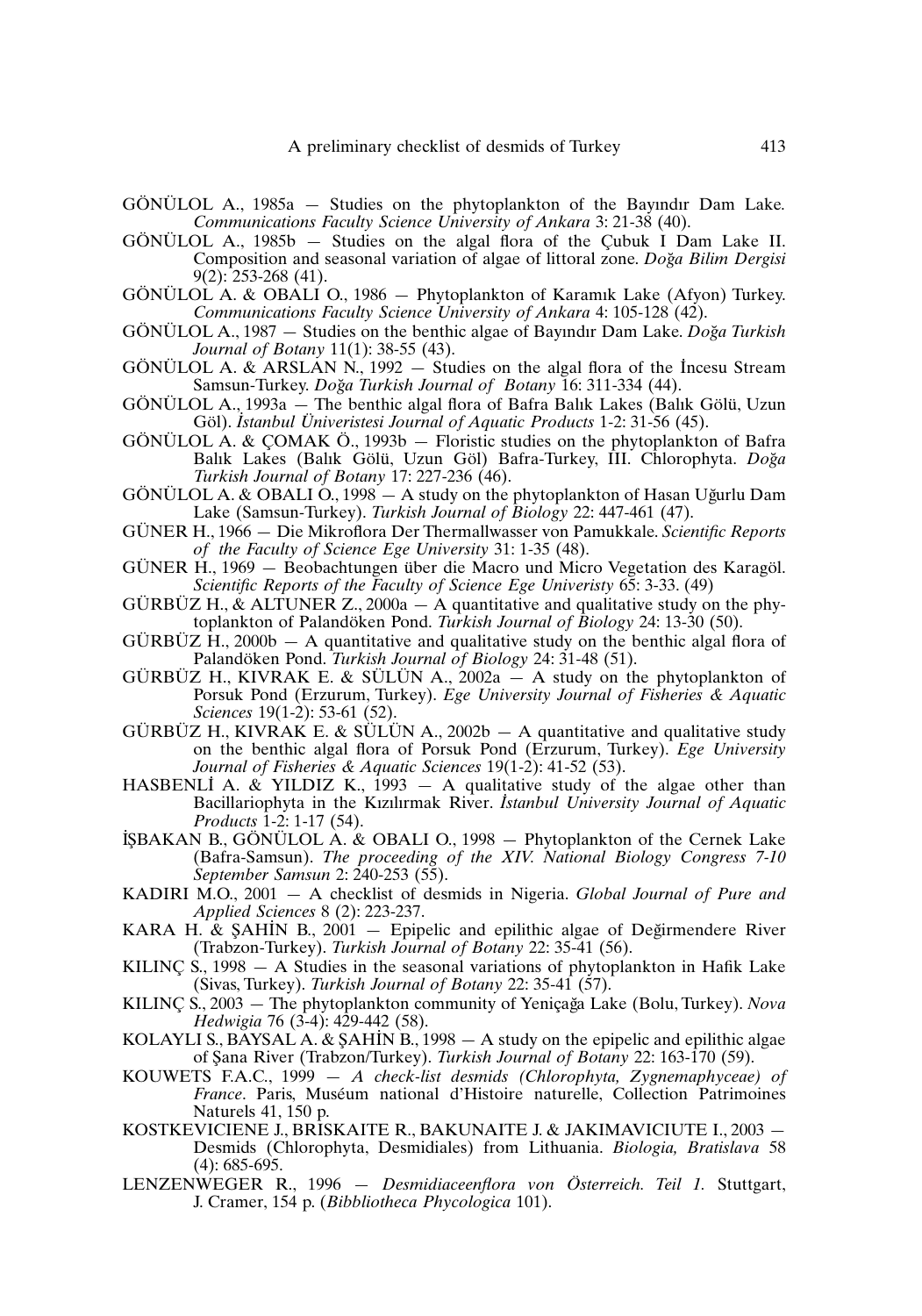GÖNÜLOL A., 1985a — Studies on the phytoplankton of the Bayındır Dam Lake. *Communications Faculty Science University of Ankara* 3: 21-38 (40).

GÖNÜLOL A., 1985b — Studies on the algal flora of the Çubuk I Dam Lake II. Composition and seasonal variation of algae of littoral zone. *Doğa Bilim Dergisi* 9(2): 253-268 (41).

GÖNÜLOL A. & OBALI O., 1986 — Phytoplankton of Karamık Lake (Afyon) Turkey. *Communications Faculty Science University of Ankara* 4: 105-128 (42).

GÖNÜLOL A., 1987 — Studies on the benthic algae of Bayındır Dam Lake. *Doğa Turkish Journal of Botany* 11(1): 38-55 (43).

GÖNÜLOL A. & ARSLAN N., 1992 — Studies on the algal flora of the İncesu Stream Samsun-Turkey. *Doğa Turkish Journal of Botany* 16: 311-334 (44).

GÖNÜLOL A., 1993a — The benthic algal flora of Bafra Balık Lakes (Balık Gölü, Uzun Göl). *İstanbul Üniveristesi Journal of Aquatic Products* 1-2: 31-56 (45).

GÖNÜLOL A. & ÇOMAK Ö., 1993b — Floristic studies on the phytoplankton of Bafra Balık Lakes (Balık Gölü, Uzun Göl) Bafra-Turkey, III. Chlorophyta. *Doğa Turkish Journal of Botany* 17: 227-236 (46).

GÖNÜLOL A. & OBALI O., 1998 — A study on the phytoplankton of Hasan Uğurlu Dam Lake (Samsun-Turkey). *Turkish Journal of Biology* 22: 447-461 (47).

GÜNER H., 1966 — Die Mikroflora Der Thermallwasser von Pamukkale. *Scientific Reports of the Faculty of Science Ege University* 31: 1-35 (48).

GÜNER H., 1969 — Beobachtungen über die Macro und Micro Vegetation des Karagöl. *Scientific Reports of the Faculty of Science Ege Univeristy* 65: 3-33. (49)

GÜRBÜZ H., & ALTUNER Z., 2000a — A quantitative and qualitative study on the phytoplankton of Palandöken Pond. *Turkish Journal of Biology* 24: 13-30 (50).

GÜRBÜZ H., 2000b — A quantitative and qualitative study on the benthic algal flora of Palandöken Pond. *Turkish Journal of Biology* 24: 31-48 (51).

GÜRBÜZ H., KIVRAK E. & SÜLÜN A., 2002a — A study on the phytoplankton of Porsuk Pond (Erzurum, Turkey). *Ege University Journal of Fisheries & Aquatic Sciences* 19(1-2): 53-61 (52).

GÜRBÜZ H., KIVRAK E. & SÜLÜN A., 2002b — A quantitative and qualitative study on the benthic algal flora of Porsuk Pond (Erzurum, Turkey). *Ege University Journal of Fisheries & Aquatic Sciences* 19(1-2): 41-52 (53).

HASBENLİ A. & YILDIZ K., 1993 — A qualitative study of the algae other than Bacillariophyta in the Kızılırmak River. *İstanbul University Journal of Aquatic Products* 1-2: 1-17 (54).

İŞBAKAN B., GÖNÜLOL A. & OBALI O., 1998 — Phytoplankton of the Cernek Lake (Bafra-Samsun). *The proceeding of the XIV. National Biology Congress 7-10 September Samsun* 2: 240-253 (55).

KADIRI M.O., 2001 — A checklist of desmids in Nigeria. *Global Journal of Pure and Applied Sciences* 8 (2): 223-237.

KARA H. & ŞAHİN B., 2001 — Epipelic and epilithic algae of Değirmendere River (Trabzon-Turkey). *Turkish Journal of Botany* 22: 35-41 (56).

KILINÇ S., 1998 — A Studies in the seasonal variations of phytoplankton in Hafik Lake (Sivas, Turkey). *Turkish Journal of Botany* 22: 35-41 (57).

KILINÇ S., 2003 — The phytoplankton community of Yeniçağa Lake (Bolu, Turkey). *Nova Hedwigia* 76 (3-4): 429-442 (58).

KOLAYLI S., BAYSAL A. & ŞAHİN B., 1998 — A study on the epipelic and epilithic algae of Şana River (Trabzon/Turkey). *Turkish Journal of Botany* 22: 163-170 (59).

KOUWETS F.A.C., 1999 — *A check-list desmids (Chlorophyta, Zygnemaphyceae) of France*. Paris, Muséum national d'Histoire naturelle, Collection Patrimoines Naturels 41, 150 p.

KOSTKEVICIENE J., BRISKAITE R., BAKUNAITE J. & JAKIMAVICIUTE I., 2003 — Desmids (Chlorophyta, Desmidiales) from Lithuania. *Biologia, Bratislava* 58 (4): 685-695.

LENZENWEGER R., 1996 — *Desmidiaceenflora von Österreich. Teil 1.* Stuttgart, J. Cramer, 154 p. (*Bibbliotheca Phycologica* 101).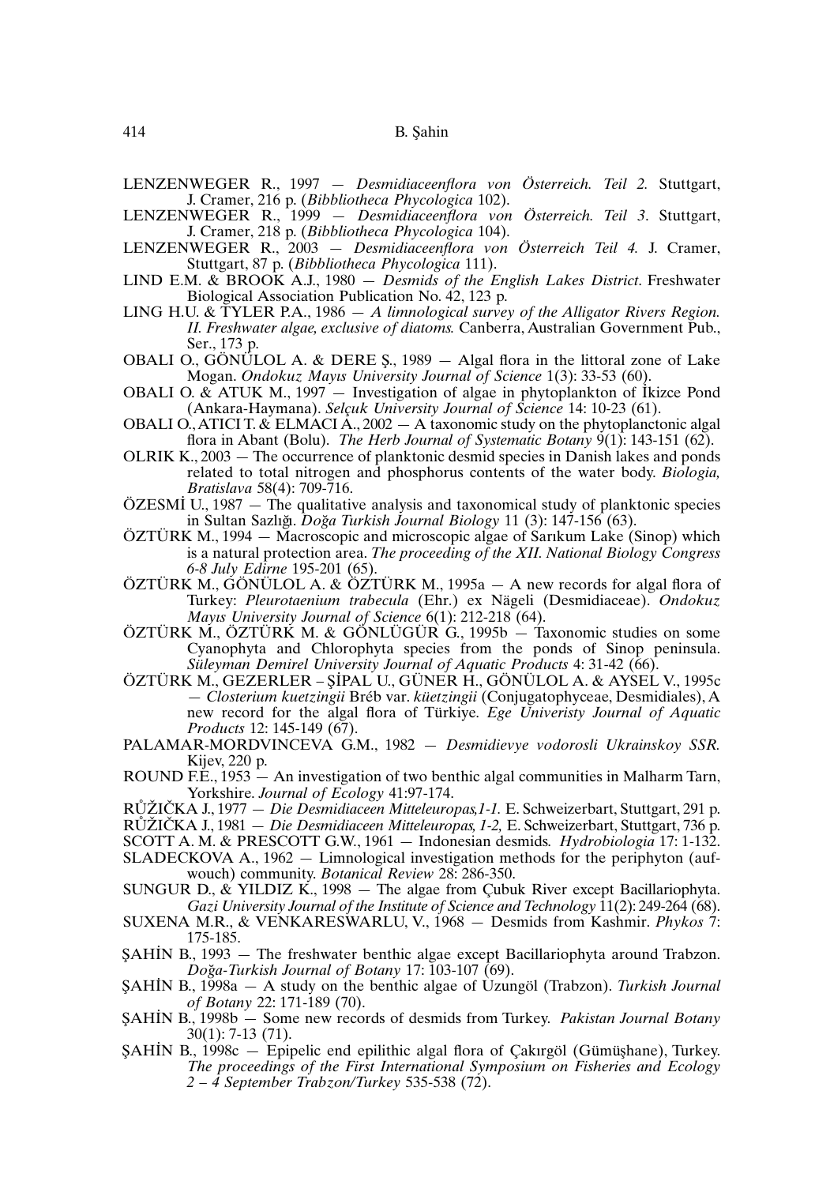LENZENWEGER R., 1997 — *Desmidiaceenflora von Österreich. Teil 2.* Stuttgart, J. Cramer, 216 p. (*Bibbliotheca Phycologica* 102).

LENZENWEGER R., 1999 — *Desmidiaceenflora von Österreich. Teil 3*. Stuttgart, J. Cramer, 218 p. (*Bibbliotheca Phycologica* 104).

LENZENWEGER R., 2003 — *Desmidiaceenflora von Österreich Teil 4.* J. Cramer, Stuttgart, 87 p. (*Bibbliotheca Phycologica* 111).

LIND E.M. & BROOK A.J., 1980 — *Desmids of the English Lakes District*. Freshwater Biological Association Publication No. 42, 123 p.

LING H.U. & TYLER P.A., 1986 — *A limnological survey of the Alligator Rivers Region. II. Freshwater algae, exclusive of diatoms.* Canberra, Australian Government Pub., Ser., 173 p.

OBALI O., GÖNÜLOL A. & DERE Ş., 1989 — Algal flora in the littoral zone of Lake Mogan. *Ondokuz Mayıs University Journal of Science* 1(3): 33-53 (60).

OBALI O. & ATUK M., 1997 — Investigation of algae in phytoplankton of İkizce Pond (Ankara-Haymana). *Selçuk University Journal of Science* 14: 10-23 (61).

OBALI O., ATICI T. & ELMACI A., 2002 — A taxonomic study on the phytoplanctonic algal flora in Abant (Bolu). *The Herb Journal of Systematic Botany* 9(1): 143-151 (62).

OLRIK K., 2003 — The occurrence of planktonic desmid species in Danish lakes and ponds related to total nitrogen and phosphorus contents of the water body. *Biologia, Bratislava* 58(4): 709-716.

ÖZESMİ U., 1987 — The qualitative analysis and taxonomical study of planktonic species in Sultan Sazlığı. *Doğa Turkish Journal Biology* 11 (3): 147-156 (63).

ÖZTÜRK M., 1994 — Macroscopic and microscopic algae of Sarıkum Lake (Sinop) which is a natural protection area. *The proceeding of the XII. National Biology Congress 6-8 July Edirne* 195-201 (65).

ÖZTÜRK M., GÖNÜLOL A. & ÖZTÜRK M., 1995a — A new records for algal flora of Turkey: *Pleurotaenium trabecula* (Ehr.) ex Nägeli (Desmidiaceae). *Ondokuz Mayıs University Journal of Science* 6(1): 212-218 (64).

ÖZTÜRK M., ÖZTÜRK M. & GÖNLÜGÜR G., 1995b — Taxonomic studies on some Cyanophyta and Chlorophyta species from the ponds of Sinop peninsula. *Süleyman Demirel University Journal of Aquatic Products* 4: 31-42 (66).

ÖZTÜRK M., GEZERLER – ŞİPAL U., GÜNER H., GÖNÜLOL A. & AYSEL V., 1995c — *Closterium kuetzingii* Bréb var. *küetzingii* (Conjugatophyceae, Desmidiales), A new record for the algal flora of Türkiye. *Ege Univeristy Journal of Aquatic Products* 12: 145-149 (67).

PALAMAR-MORDVINCEVA G.M., 1982 — *Desmidievye vodorosli Ukrainskoy SSR.* Kijev, 220 p.

ROUND F.E., 1953 — An investigation of two benthic algal communities in Malharm Tarn, Yorkshire. *Journal of Ecology* 41:97-174.

RŮŽIČKA J., 1977 — *Die Desmidiaceen Mitteleuropas,1-1.* E. Schweizerbart, Stuttgart, 291 p.

RŮŽIČKA J., 1981 — *Die Desmidiaceen Mitteleuropas, 1-2,* E. Schweizerbart, Stuttgart, 736 p.

SCOTT A. M. & PRESCOTT G.W., 1961 — Indonesian desmids. *Hydrobiologia* 17: 1-132.

SLADECKOVA A., 1962 — Limnological investigation methods for the periphyton (aufwouch) community. *Botanical Review* 28: 286-350.

SUNGUR D., & YILDIZ K., 1998 — The algae from Çubuk River except Bacillariophyta. *Gazi University Journal of the Institute of Science and Technology* 11(2): 249-264 (68).

SUXENA M.R., & VENKARESWARLU, V., 1968 — Desmids from Kashmir. *Phykos* 7: 175-185.

ŞAHİN B., 1993 — The freshwater benthic algae except Bacillariophyta around Trabzon. *Doğa-Turkish Journal of Botany* 17: 103-107 (69).

ŞAHİN B., 1998a — A study on the benthic algae of Uzungöl (Trabzon). *Turkish Journal of Botany* 22: 171-189 (70).

ŞAHİN B., 1998b — Some new records of desmids from Turkey. *Pakistan Journal Botany* 30(1): 7-13 (71).

ŞAHİN B., 1998c — Epipelic end epilithic algal flora of Çakırgöl (Gümüşhane), Turkey. *The proceedings of the First International Symposium on Fisheries and Ecology 2 – 4 September Trabzon/Turkey* 535-538 (72).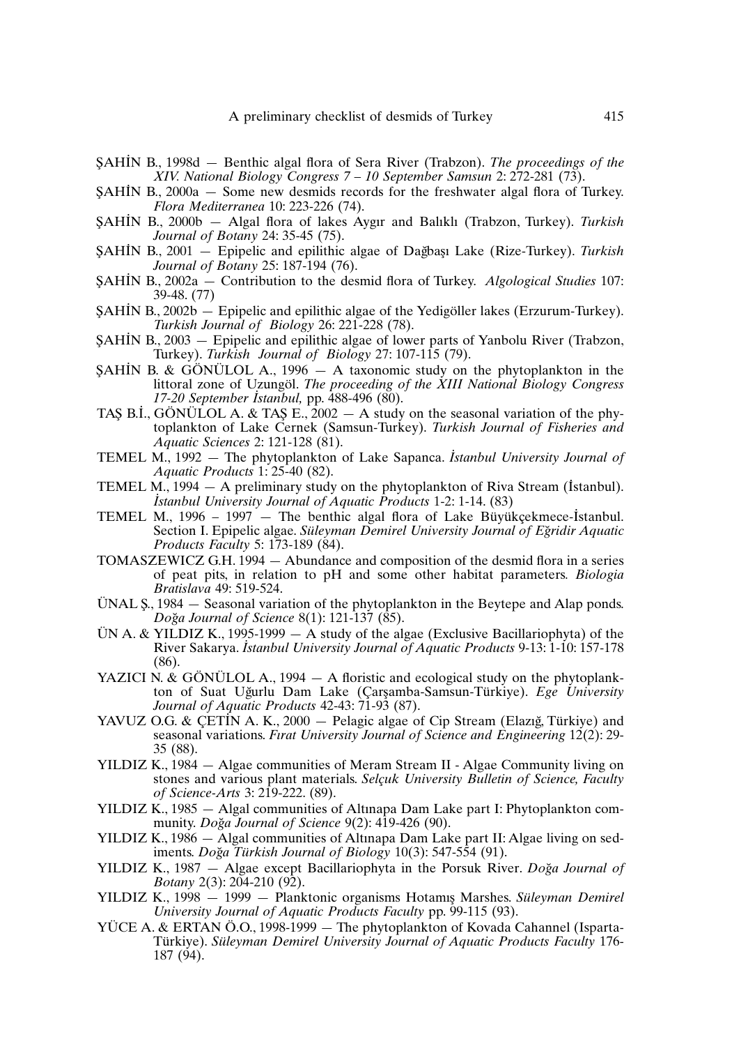ŞAHİN B., 1998d — Benthic algal flora of Sera River (Trabzon). *The proceedings of the XIV. National Biology Congress 7 – 10 September Samsun* 2: 272-281 (73).

ŞAHİN B., 2000a — Some new desmids records for the freshwater algal flora of Turkey. *Flora Mediterranea* 10: 223-226 (74).

ŞAHİN B., 2000b — Algal flora of lakes Aygır and Balıklı (Trabzon, Turkey). *Turkish Journal of Botany* 24: 35-45 (75).

ŞAHİN B., 2001 — Epipelic and epilithic algae of Dağbaşı Lake (Rize-Turkey). *Turkish Journal of Botany* 25: 187-194 (76).

ŞAHİN B., 2002a — Contribution to the desmid flora of Turkey. *Algological Studies* 107: 39-48. (77)

ŞAHİN B., 2002b — Epipelic and epilithic algae of the Yedigöller lakes (Erzurum-Turkey). *Turkish Journal of Biology* 26: 221-228 (78).

ŞAHİN B., 2003 — Epipelic and epilithic algae of lower parts of Yanbolu River (Trabzon, Turkey). *Turkish Journal of Biology* 27: 107-115 (79).

ŞAHİN B. & GÖNÜLOL A., 1996 — A taxonomic study on the phytoplankton in the littoral zone of Uzungöl. *The proceeding of the XIII National Biology Congress 17-20 September İstanbul,* pp. 488-496 (80).

TAŞ B.İ., GÖNÜLOL A. & TAŞ E., 2002 — A study on the seasonal variation of the phytoplankton of Lake Cernek (Samsun-Turkey). *Turkish Journal of Fisheries and Aquatic Sciences* 2: 121-128 (81).

TEMEL M., 1992 — The phytoplankton of Lake Sapanca. *İstanbul University Journal of Aquatic Products* 1: 25-40 (82).

TEMEL M., 1994 — A preliminary study on the phytoplankton of Riva Stream (İstanbul). *İstanbul University Journal of Aquatic Products* 1-2: 1-14. (83)

TEMEL M., 1996 – 1997 — The benthic algal flora of Lake Büyükçekmece-İstanbul. Section I. Epipelic algae. *Süleyman Demirel University Journal of Eğridir Aquatic Products Faculty* 5: 173-189 (84).

TOMASZEWICZ G.H. 1994 — Abundance and composition of the desmid flora in a series of peat pits, in relation to pH and some other habitat parameters. *Biologia Bratislava* 49: 519-524.

ÜNAL Ş., 1984 — Seasonal variation of the phytoplankton in the Beytepe and Alap ponds. *Doğa Journal of Science* 8(1): 121-137 (85).

ÜN A. & YILDIZ K., 1995-1999 — A study of the algae (Exclusive Bacillariophyta) of the River Sakarya. *İstanbul University Journal of Aquatic Products* 9-13: 1-10: 157-178 (86).

YAZICI N. & GÖNÜLOL A., 1994 — A floristic and ecological study on the phytoplankton of Suat Uğurlu Dam Lake (Çarşamba-Samsun-Türkiye). *Ege University Journal of Aquatic Products* 42-43: 71-93 (87).

YAVUZ O.G. & ÇETİN A. K., 2000 — Pelagic algae of Cip Stream (Elazığ, Türkiye) and seasonal variations. *Fırat University Journal of Science and Engineering* 12(2): 29-35 (88).

YILDIZ K., 1984 — Algae communities of Meram Stream II - Algae Community living on stones and various plant materials. *Selçuk University Bulletin of Science, Faculty of Science-Arts* 3: 219-222. (89).

YILDIZ K., 1985 — Algal communities of Altınapa Dam Lake part I: Phytoplankton community. *Doğa Journal of Science* 9(2): 419-426 (90).

YILDIZ K., 1986 — Algal communities of Altınapa Dam Lake part II: Algae living on sediments. *Doğa Türkish Journal of Biology* 10(3): 547-554 (91).

YILDIZ K., 1987 — Algae except Bacillariophyta in the Porsuk River. *Doğa Journal of Botany* 2(3): 204-210 (92).

YILDIZ K., 1998 — 1999 — Planktonic organisms Hotamış Marshes. *Süleyman Demirel University Journal of Aquatic Products Faculty* pp. 99-115 (93).

YÜCE A. & ERTAN Ö.O., 1998-1999 — The phytoplankton of Kovada Cahannel (Isparta-Türkiye). *Süleyman Demirel University Journal of Aquatic Products Faculty* 176-187 (94).